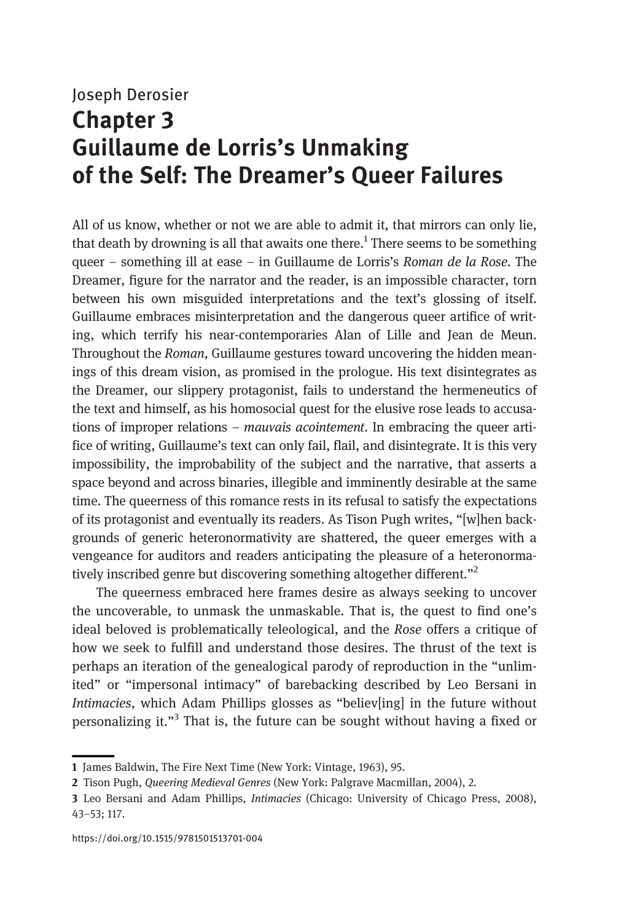Joseph Derosier

# Chapter 3 Guillaume de Lorris's Unmaking of the Self: The Dreamer's Queer Failures

All of us know, whether or not we are able to admit it, that mirrors can only lie, that death by drowning is all that awaits one there.[1] There seems to be something queer – something ill at ease – in Guillaume de Lorris's *Roman de la Rose*. The Dreamer, figure for the narrator and the reader, is an impossible character, torn between his own misguided interpretations and the text's glossing of itself. Guillaume embraces misinterpretation and the dangerous queer artifice of writing, which terrify his near-contemporaries Alan of Lille and Jean de Meun. Throughout the *Roman*, Guillaume gestures toward uncovering the hidden meanings of this dream vision, as promised in the prologue. His text disintegrates as the Dreamer, our slippery protagonist, fails to understand the hermeneutics of the text and himself, as his homosocial quest for the elusive rose leads to accusations of improper relations – *mauvais acointement*. In embracing the queer artifice of writing, Guillaume's text can only fail, flail, and disintegrate. It is this very impossibility, the improbability of the subject and the narrative, that asserts a space beyond and across binaries, illegible and imminently desirable at the same time. The queerness of this romance rests in its refusal to satisfy the expectations of its protagonist and eventually its readers. As Tison Pugh writes, "[w]hen backgrounds of generic heteronormativity are shattered, the queer emerges with a vengeance for auditors and readers anticipating the pleasure of a heteronormatively inscribed genre but discovering something altogether different."[2]

The queerness embraced here frames desire as always seeking to uncover the uncoverable, to unmask the unmaskable. That is, the quest to find one's ideal beloved is problematically teleological, and the *Rose* offers a critique of how we seek to fulfill and understand those desires. The thrust of the text is perhaps an iteration of the genealogical parody of reproduction in the "unlimited" or "impersonal intimacy" of barebacking described by Leo Bersani in *Intimacies*, which Adam Phillips glosses as "believ[ing] in the future without personalizing it."[3] That is, the future can be sought without having a fixed or

---

1 James Baldwin, The Fire Next Time (New York: Vintage, 1963), 95.

2 Tison Pugh, *Queering Medieval Genres* (New York: Palgrave Macmillan, 2004), 2.

3 Leo Bersani and Adam Phillips, *Intimacies* (Chicago: University of Chicago Press, 2008), 43–53; 117.

https://doi.org/10.1515/9781501513701-004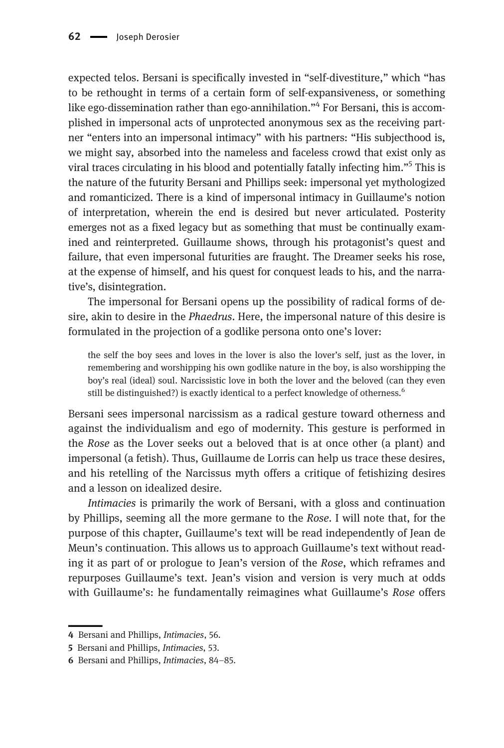expected telos. Bersani is specifically invested in "self-divestiture," which "has to be rethought in terms of a certain form of self-expansiveness, or something like ego-dissemination rather than ego-annihilation."[4] For Bersani, this is accomplished in impersonal acts of unprotected anonymous sex as the receiving partner "enters into an impersonal intimacy" with his partners: "His subjecthood is, we might say, absorbed into the nameless and faceless crowd that exist only as viral traces circulating in his blood and potentially fatally infecting him."[5] This is the nature of the futurity Bersani and Phillips seek: impersonal yet mythologized and romanticized. There is a kind of impersonal intimacy in Guillaume's notion of interpretation, wherein the end is desired but never articulated. Posterity emerges not as a fixed legacy but as something that must be continually examined and reinterpreted. Guillaume shows, through his protagonist's quest and failure, that even impersonal futurities are fraught. The Dreamer seeks his rose, at the expense of himself, and his quest for conquest leads to his, and the narrative's, disintegration.

The impersonal for Bersani opens up the possibility of radical forms of desire, akin to desire in the *Phaedrus*. Here, the impersonal nature of this desire is formulated in the projection of a godlike persona onto one's lover:

> the self the boy sees and loves in the lover is also the lover's self, just as the lover, in remembering and worshipping his own godlike nature in the boy, is also worshipping the boy's real (ideal) soul. Narcissistic love in both the lover and the beloved (can they even still be distinguished?) is exactly identical to a perfect knowledge of otherness.[6]

Bersani sees impersonal narcissism as a radical gesture toward otherness and against the individualism and ego of modernity. This gesture is performed in the *Rose* as the Lover seeks out a beloved that is at once other (a plant) and impersonal (a fetish). Thus, Guillaume de Lorris can help us trace these desires, and his retelling of the Narcissus myth offers a critique of fetishizing desires and a lesson on idealized desire.

*Intimacies* is primarily the work of Bersani, with a gloss and continuation by Phillips, seeming all the more germane to the *Rose*. I will note that, for the purpose of this chapter, Guillaume's text will be read independently of Jean de Meun's continuation. This allows us to approach Guillaume's text without reading it as part of or prologue to Jean's version of the *Rose*, which reframes and repurposes Guillaume's text. Jean's vision and version is very much at odds with Guillaume's: he fundamentally reimagines what Guillaume's *Rose* offers

---

4 Bersani and Phillips, *Intimacies*, 56.

5 Bersani and Phillips, *Intimacies*, 53.

6 Bersani and Phillips, *Intimacies*, 84–85.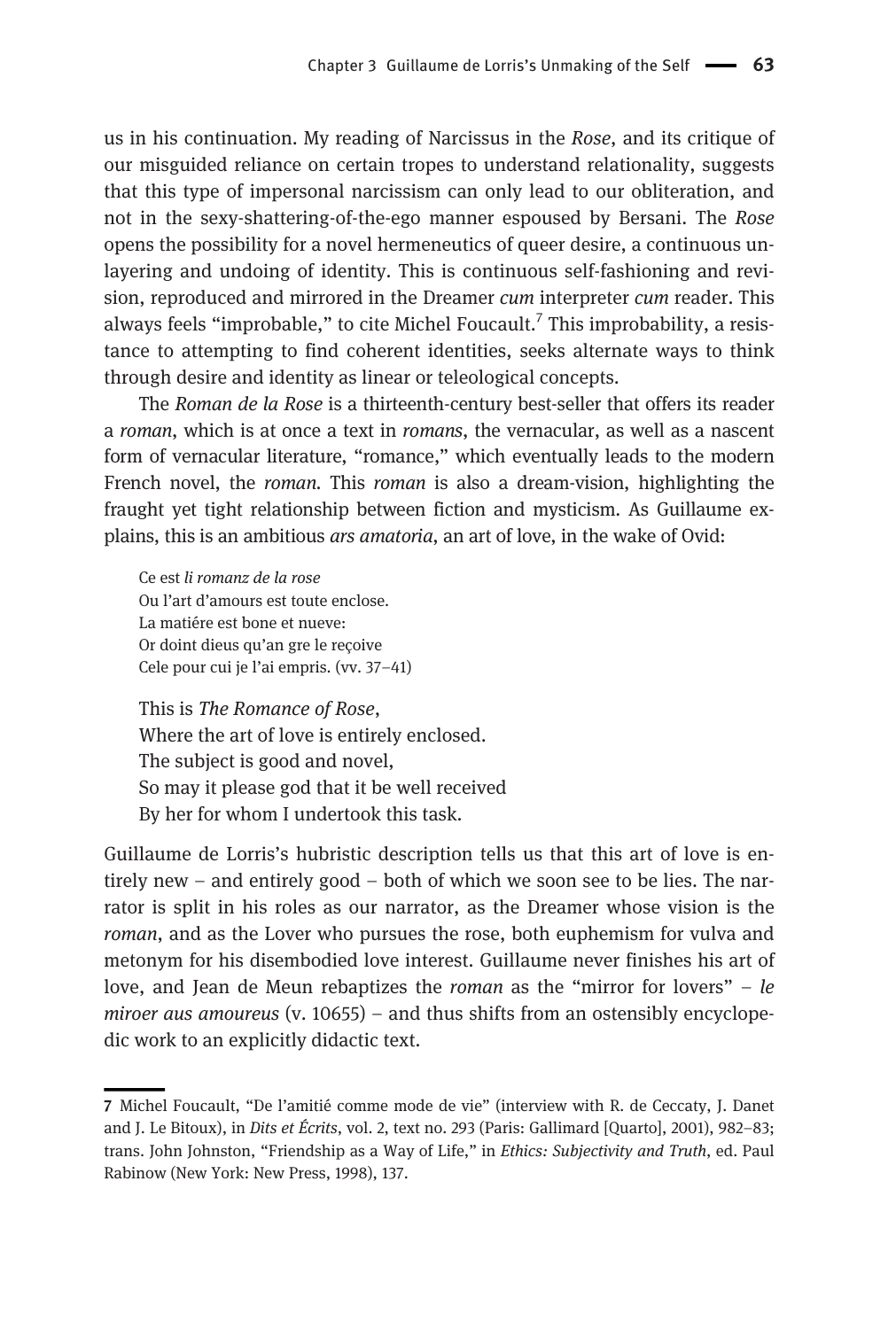us in his continuation. My reading of Narcissus in the *Rose*, and its critique of our misguided reliance on certain tropes to understand relationality, suggests that this type of impersonal narcissism can only lead to our obliteration, and not in the sexy-shattering-of-the-ego manner espoused by Bersani. The *Rose* opens the possibility for a novel hermeneutics of queer desire, a continuous unlayering and undoing of identity. This is continuous self-fashioning and revision, reproduced and mirrored in the Dreamer *cum* interpreter *cum* reader. This always feels "improbable," to cite Michel Foucault.[7] This improbability, a resistance to attempting to find coherent identities, seeks alternate ways to think through desire and identity as linear or teleological concepts.

The *Roman de la Rose* is a thirteenth-century best-seller that offers its reader a *roman*, which is at once a text in *romans*, the vernacular, as well as a nascent form of vernacular literature, "romance," which eventually leads to the modern French novel, the *roman*. This *roman* is also a dream-vision, highlighting the fraught yet tight relationship between fiction and mysticism. As Guillaume explains, this is an ambitious *ars amatoria*, an art of love, in the wake of Ovid:

> Ce est *li romanz de la rose*
> Ou l'art d'amours est toute enclose.
> La matiére est bone et nueve:
> Or doint dieus qu'an gre le reçoive
> Cele pour cui je l'ai empris. (vv. 37–41)

> This is *The Romance of Rose*,
> Where the art of love is entirely enclosed.
> The subject is good and novel,
> So may it please god that it be well received
> By her for whom I undertook this task.

Guillaume de Lorris's hubristic description tells us that this art of love is entirely new – and entirely good – both of which we soon see to be lies. The narrator is split in his roles as our narrator, as the Dreamer whose vision is the *roman*, and as the Lover who pursues the rose, both euphemism for vulva and metonym for his disembodied love interest. Guillaume never finishes his art of love, and Jean de Meun rebaptizes the *roman* as the "mirror for lovers" – *le miroer aus amoureus* (v. 10655) – and thus shifts from an ostensibly encyclopedic work to an explicitly didactic text.

---

7 Michel Foucault, "De l'amitié comme mode de vie" (interview with R. de Ceccaty, J. Danet and J. Le Bitoux), in *Dits et Écrits*, vol. 2, text no. 293 (Paris: Gallimard [Quarto], 2001), 982–83; trans. John Johnston, "Friendship as a Way of Life," in *Ethics: Subjectivity and Truth*, ed. Paul Rabinow (New York: New Press, 1998), 137.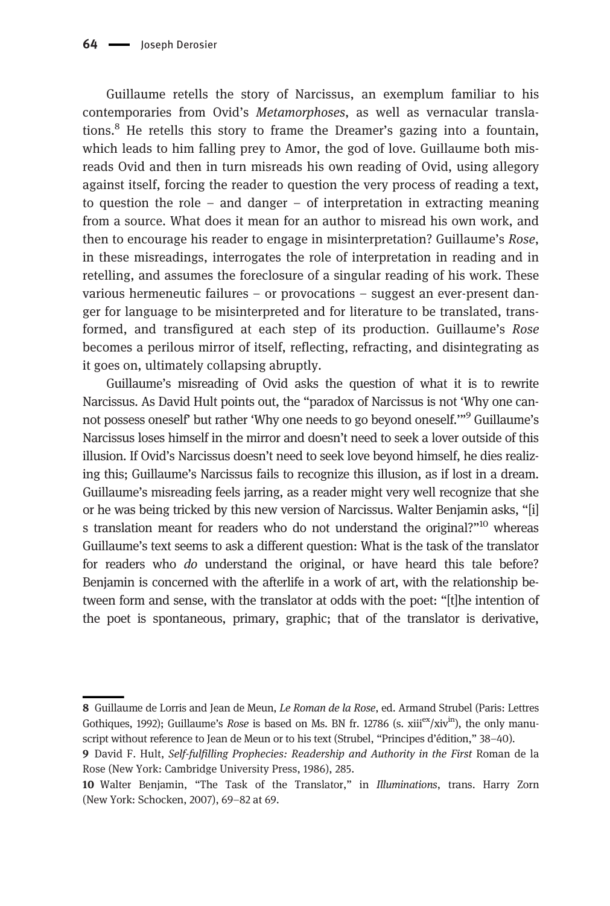Guillaume retells the story of Narcissus, an exemplum familiar to his contemporaries from Ovid's *Metamorphoses*, as well as vernacular translations.[8] He retells this story to frame the Dreamer's gazing into a fountain, which leads to him falling prey to Amor, the god of love. Guillaume both misreads Ovid and then in turn misreads his own reading of Ovid, using allegory against itself, forcing the reader to question the very process of reading a text, to question the role – and danger – of interpretation in extracting meaning from a source. What does it mean for an author to misread his own work, and then to encourage his reader to engage in misinterpretation? Guillaume's *Rose*, in these misreadings, interrogates the role of interpretation in reading and in retelling, and assumes the foreclosure of a singular reading of his work. These various hermeneutic failures – or provocations – suggest an ever-present danger for language to be misinterpreted and for literature to be translated, transformed, and transfigured at each step of its production. Guillaume's *Rose* becomes a perilous mirror of itself, reflecting, refracting, and disintegrating as it goes on, ultimately collapsing abruptly.

Guillaume's misreading of Ovid asks the question of what it is to rewrite Narcissus. As David Hult points out, the "paradox of Narcissus is not 'Why one cannot possess oneself' but rather 'Why one needs to go beyond oneself.'"[9] Guillaume's Narcissus loses himself in the mirror and doesn't need to seek a lover outside of this illusion. If Ovid's Narcissus doesn't need to seek love beyond himself, he dies realizing this; Guillaume's Narcissus fails to recognize this illusion, as if lost in a dream. Guillaume's misreading feels jarring, as a reader might very well recognize that she or he was being tricked by this new version of Narcissus. Walter Benjamin asks, "[i]s translation meant for readers who do not understand the original?"[10] whereas Guillaume's text seems to ask a different question: What is the task of the translator for readers who *do* understand the original, or have heard this tale before? Benjamin is concerned with the afterlife in a work of art, with the relationship between form and sense, with the translator at odds with the poet: "[t]he intention of the poet is spontaneous, primary, graphic; that of the translator is derivative,

---

**8** Guillaume de Lorris and Jean de Meun, *Le Roman de la Rose*, ed. Armand Strubel (Paris: Lettres Gothiques, 1992); Guillaume's *Rose* is based on Ms. BN fr. 12786 (s. xiii$^{ex}$/xiv$^{in}$), the only manuscript without reference to Jean de Meun or to his text (Strubel, "Principes d'édition," 38–40).

**9** David F. Hult, *Self-fulfilling Prophecies: Readership and Authority in the First* Roman de la Rose (New York: Cambridge University Press, 1986), 285.

**10** Walter Benjamin, "The Task of the Translator," in *Illuminations*, trans. Harry Zorn (New York: Schocken, 2007), 69–82 at 69.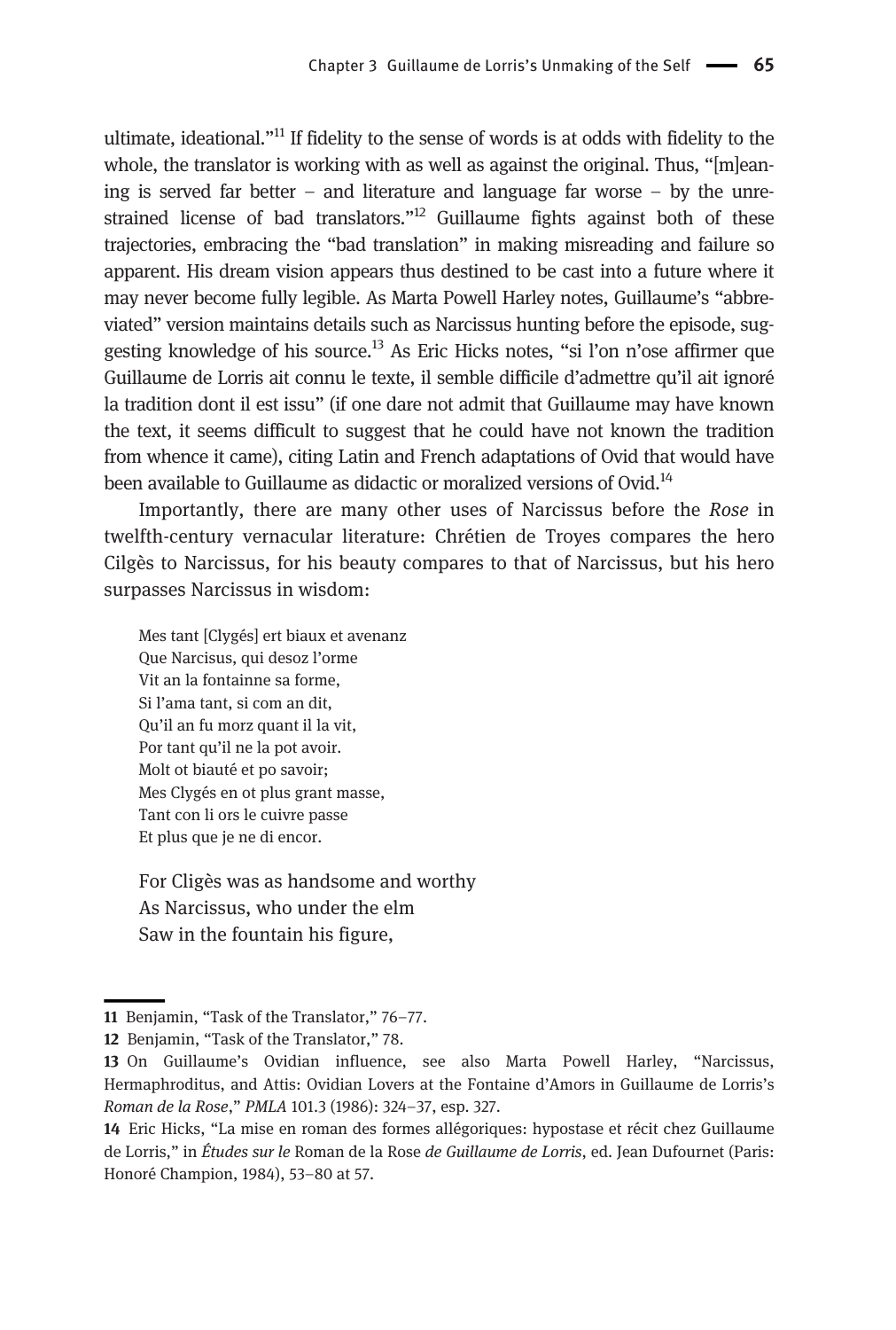ultimate, ideational."[11] If fidelity to the sense of words is at odds with fidelity to the whole, the translator is working with as well as against the original. Thus, "[m]eaning is served far better – and literature and language far worse – by the unrestrained license of bad translators."[12] Guillaume fights against both of these trajectories, embracing the "bad translation" in making misreading and failure so apparent. His dream vision appears thus destined to be cast into a future where it may never become fully legible. As Marta Powell Harley notes, Guillaume's "abbreviated" version maintains details such as Narcissus hunting before the episode, suggesting knowledge of his source.[13] As Eric Hicks notes, "si l'on n'ose affirmer que Guillaume de Lorris ait connu le texte, il semble difficile d'admettre qu'il ait ignoré la tradition dont il est issu" (if one dare not admit that Guillaume may have known the text, it seems difficult to suggest that he could have not known the tradition from whence it came), citing Latin and French adaptations of Ovid that would have been available to Guillaume as didactic or moralized versions of Ovid.[14]

Importantly, there are many other uses of Narcissus before the *Rose* in twelfth-century vernacular literature: Chrétien de Troyes compares the hero Cilgès to Narcissus, for his beauty compares to that of Narcissus, but his hero surpasses Narcissus in wisdom:

> Mes tant [Clygés] ert biaux et avenanz
> Que Narcisus, qui desoz l'orme
> Vit an la fontainne sa forme,
> Si l'ama tant, si com an dit,
> Qu'il an fu morz quant il la vit,
> Por tant qu'il ne la pot avoir.
> Molt ot biauté et po savoir;
> Mes Clygés en ot plus grant masse,
> Tant con li ors le cuivre passe
> Et plus que je ne di encor.

> For Cligès was as handsome and worthy
> As Narcissus, who under the elm
> Saw in the fountain his figure,

---

11 Benjamin, "Task of the Translator," 76–77.

12 Benjamin, "Task of the Translator," 78.

13 On Guillaume's Ovidian influence, see also Marta Powell Harley, "Narcissus, Hermaphroditus, and Attis: Ovidian Lovers at the Fontaine d'Amors in Guillaume de Lorris's *Roman de la Rose*," *PMLA* 101.3 (1986): 324–37, esp. 327.

14 Eric Hicks, "La mise en roman des formes allégoriques: hypostase et récit chez Guillaume de Lorris," in *Études sur le* Roman de la Rose *de Guillaume de Lorris*, ed. Jean Dufournet (Paris: Honoré Champion, 1984), 53–80 at 57.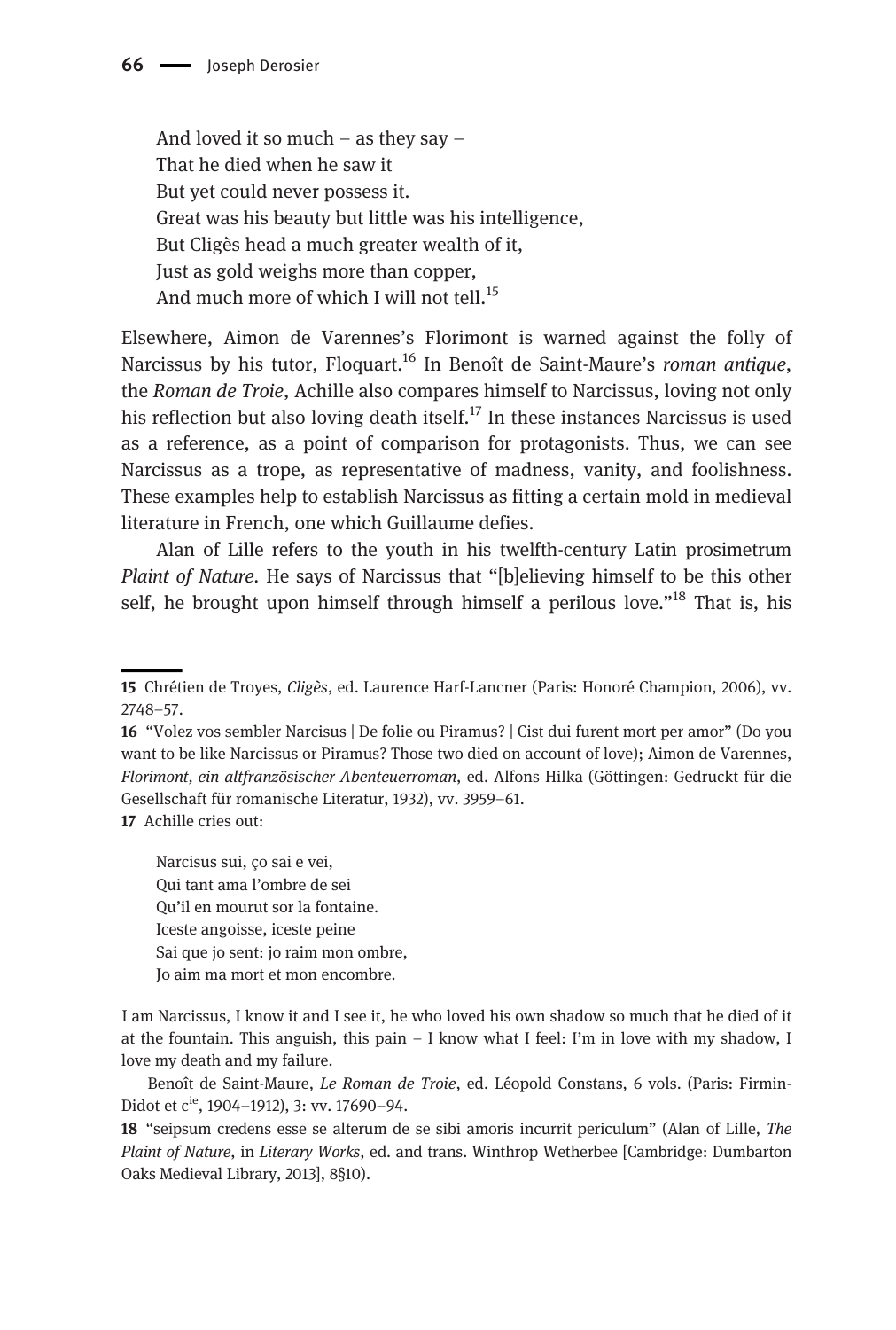> And loved it so much – as they say –
> That he died when he saw it
> But yet could never possess it.
> Great was his beauty but little was his intelligence,
> But Cligès head a much greater wealth of it,
> Just as gold weighs more than copper,
> And much more of which I will not tell.[15]

Elsewhere, Aimon de Varennes's Florimont is warned against the folly of Narcissus by his tutor, Floquart.[16] In Benoît de Saint-Maure's *roman antique*, the *Roman de Troie*, Achille also compares himself to Narcissus, loving not only his reflection but also loving death itself.[17] In these instances Narcissus is used as a reference, as a point of comparison for protagonists. Thus, we can see Narcissus as a trope, as representative of madness, vanity, and foolishness. These examples help to establish Narcissus as fitting a certain mold in medieval literature in French, one which Guillaume defies.

Alan of Lille refers to the youth in his twelfth-century Latin prosimetrum *Plaint of Nature*. He says of Narcissus that "[b]elieving himself to be this other self, he brought upon himself through himself a perilous love."[18] That is, his

---

15 Chrétien de Troyes, *Cligès*, ed. Laurence Harf-Lancner (Paris: Honoré Champion, 2006), vv. 2748–57.

16 "Volez vos sembler Narcisus | De folie ou Piramus? | Cist dui furent mort per amor" (Do you want to be like Narcissus or Piramus? Those two died on account of love); Aimon de Varennes, *Florimont, ein altfranzösischer Abenteuerroman*, ed. Alfons Hilka (Göttingen: Gedruckt für die Gesellschaft für romanische Literatur, 1932), vv. 3959–61.

17 Achille cries out:

> Narcisus sui, ço sai e vei,
> Qui tant ama l'ombre de sei
> Qu'il en mourut sor la fontaine.
> Iceste angoisse, iceste peine
> Sai que jo sent: jo raim mon ombre,
> Jo aim ma mort et mon encombre.

I am Narcissus, I know it and I see it, he who loved his own shadow so much that he died of it at the fountain. This anguish, this pain – I know what I feel: I'm in love with my shadow, I love my death and my failure.

Benoît de Saint-Maure, *Le Roman de Troie*, ed. Léopold Constans, 6 vols. (Paris: Firmin-Didot et c[ie], 1904–1912), 3: vv. 17690–94.

18 "seipsum credens esse se alterum de se sibi amoris incurrit periculum" (Alan of Lille, *The Plaint of Nature*, in *Literary Works*, ed. and trans. Winthrop Wetherbee [Cambridge: Dumbarton Oaks Medieval Library, 2013], 8§10).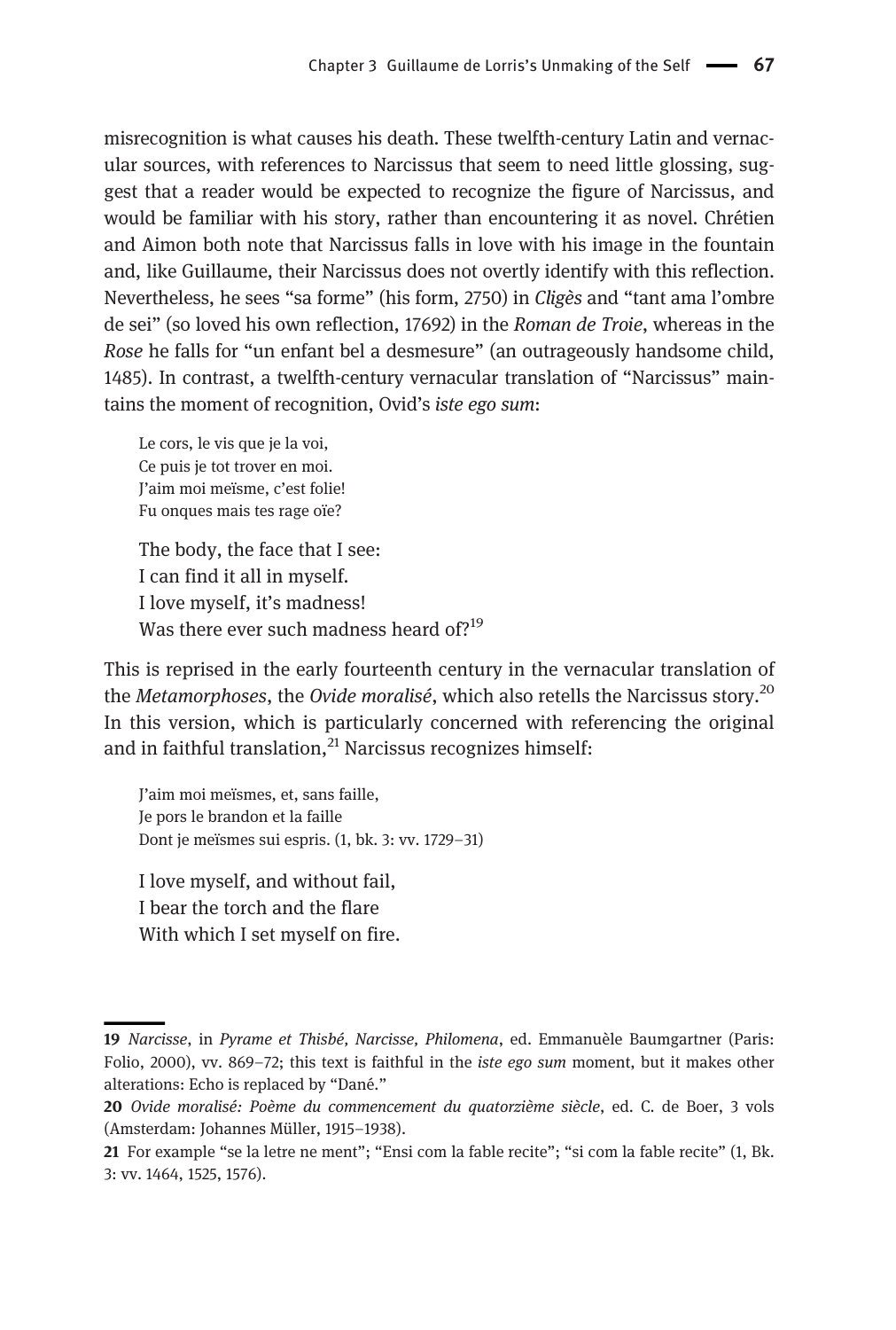misrecognition is what causes his death. These twelfth-century Latin and vernacular sources, with references to Narcissus that seem to need little glossing, suggest that a reader would be expected to recognize the figure of Narcissus, and would be familiar with his story, rather than encountering it as novel. Chrétien and Aimon both note that Narcissus falls in love with his image in the fountain and, like Guillaume, their Narcissus does not overtly identify with this reflection. Nevertheless, he sees "sa forme" (his form, 2750) in *Cligès* and "tant ama l'ombre de sei" (so loved his own reflection, 17692) in the *Roman de Troie*, whereas in the *Rose* he falls for "un enfant bel a desmesure" (an outrageously handsome child, 1485). In contrast, a twelfth-century vernacular translation of "Narcissus" maintains the moment of recognition, Ovid's *iste ego sum*:

> Le cors, le vis que je la voi,
> Ce puis je tot trover en moi.
> J'aim moi meïsme, c'est folie!
> Fu onques mais tes rage oïe?

> The body, the face that I see:
> I can find it all in myself.
> I love myself, it's madness!
> Was there ever such madness heard of?[19]

This is reprised in the early fourteenth century in the vernacular translation of the *Metamorphoses*, the *Ovide moralisé*, which also retells the Narcissus story.[20] In this version, which is particularly concerned with referencing the original and in faithful translation,[21] Narcissus recognizes himself:

> J'aim moi meïsmes, et, sans faille,
> Je pors le brandon et la faille
> Dont je meïsmes sui espris. (1, bk. 3: vv. 1729–31)

> I love myself, and without fail,
> I bear the torch and the flare
> With which I set myself on fire.

---

**19** *Narcisse*, in *Pyrame et Thisbé, Narcisse, Philomena*, ed. Emmanuèle Baumgartner (Paris: Folio, 2000), vv. 869–72; this text is faithful in the *iste ego sum* moment, but it makes other alterations: Echo is replaced by "Dané."

**20** *Ovide moralisé: Poème du commencement du quatorzième siècle*, ed. C. de Boer, 3 vols (Amsterdam: Johannes Müller, 1915–1938).

**21** For example "se la letre ne ment"; "Ensi com la fable recite"; "si com la fable recite" (1, Bk. 3: vv. 1464, 1525, 1576).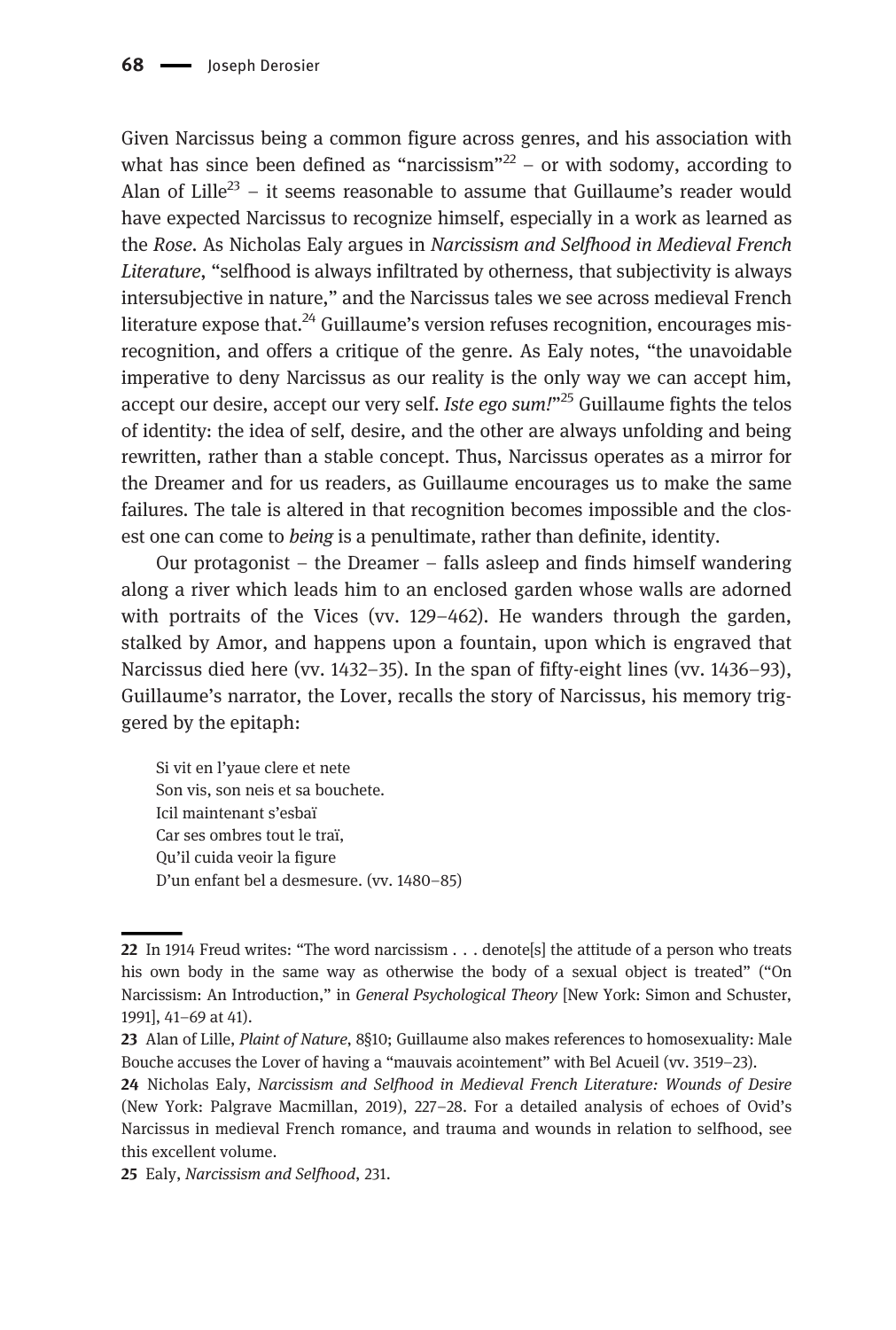Given Narcissus being a common figure across genres, and his association with what has since been defined as "narcissism"[22] – or with sodomy, according to Alan of Lille[23] – it seems reasonable to assume that Guillaume's reader would have expected Narcissus to recognize himself, especially in a work as learned as the *Rose*. As Nicholas Ealy argues in *Narcissism and Selfhood in Medieval French Literature*, "selfhood is always infiltrated by otherness, that subjectivity is always intersubjective in nature," and the Narcissus tales we see across medieval French literature expose that.[24] Guillaume's version refuses recognition, encourages misrecognition, and offers a critique of the genre. As Ealy notes, "the unavoidable imperative to deny Narcissus as our reality is the only way we can accept him, accept our desire, accept our very self. *Iste ego sum!*"[25] Guillaume fights the telos of identity: the idea of self, desire, and the other are always unfolding and being rewritten, rather than a stable concept. Thus, Narcissus operates as a mirror for the Dreamer and for us readers, as Guillaume encourages us to make the same failures. The tale is altered in that recognition becomes impossible and the closest one can come to *being* is a penultimate, rather than definite, identity.

Our protagonist – the Dreamer – falls asleep and finds himself wandering along a river which leads him to an enclosed garden whose walls are adorned with portraits of the Vices (vv. 129–462). He wanders through the garden, stalked by Amor, and happens upon a fountain, upon which is engraved that Narcissus died here (vv. 1432–35). In the span of fifty-eight lines (vv. 1436–93), Guillaume's narrator, the Lover, recalls the story of Narcissus, his memory triggered by the epitaph:

> Si vit en l'yaue clere et nete
> Son vis, son neis et sa bouchete.
> Icil maintenant s'esbaï
> Car ses ombres tout le traï,
> Qu'il cuida veoir la figure
> D'un enfant bel a desmesure. (vv. 1480–85)

---

22 In 1914 Freud writes: "The word narcissism . . . denote[s] the attitude of a person who treats his own body in the same way as otherwise the body of a sexual object is treated" ("On Narcissism: An Introduction," in *General Psychological Theory* [New York: Simon and Schuster, 1991], 41–69 at 41).

23 Alan of Lille, *Plaint of Nature*, 8§10; Guillaume also makes references to homosexuality: Male Bouche accuses the Lover of having a "mauvais acointement" with Bel Acueil (vv. 3519–23).

24 Nicholas Ealy, *Narcissism and Selfhood in Medieval French Literature: Wounds of Desire* (New York: Palgrave Macmillan, 2019), 227–28. For a detailed analysis of echoes of Ovid's Narcissus in medieval French romance, and trauma and wounds in relation to selfhood, see this excellent volume.

25 Ealy, *Narcissism and Selfhood*, 231.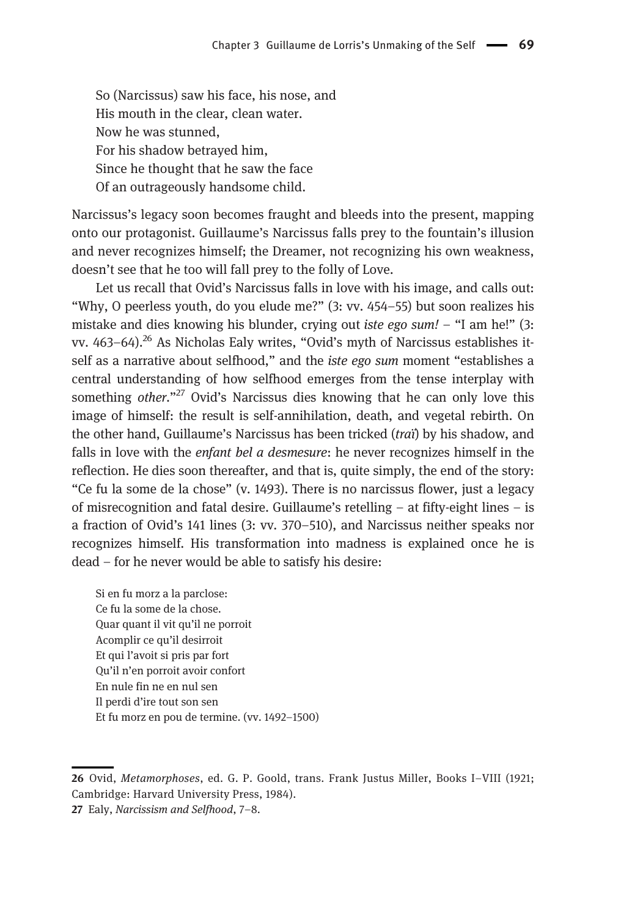So (Narcissus) saw his face, his nose, and  
His mouth in the clear, clean water.  
Now he was stunned,  
For his shadow betrayed him,  
Since he thought that he saw the face  
Of an outrageously handsome child.

Narcissus's legacy soon becomes fraught and bleeds into the present, mapping onto our protagonist. Guillaume's Narcissus falls prey to the fountain's illusion and never recognizes himself; the Dreamer, not recognizing his own weakness, doesn't see that he too will fall prey to the folly of Love.

Let us recall that Ovid's Narcissus falls in love with his image, and calls out: "Why, O peerless youth, do you elude me?" (3: vv. 454–55) but soon realizes his mistake and dies knowing his blunder, crying out *iste ego sum!* – "I am he!" (3: vv. 463–64).[26] As Nicholas Ealy writes, "Ovid's myth of Narcissus establishes itself as a narrative about selfhood," and the *iste ego sum* moment "establishes a central understanding of how selfhood emerges from the tense interplay with something *other*."[27] Ovid's Narcissus dies knowing that he can only love this image of himself: the result is self-annihilation, death, and vegetal rebirth. On the other hand, Guillaume's Narcissus has been tricked (*trai*) by his shadow, and falls in love with the *enfant bel a desmesure*: he never recognizes himself in the reflection. He dies soon thereafter, and that is, quite simply, the end of the story: "Ce fu la some de la chose" (v. 1493). There is no narcissus flower, just a legacy of misrecognition and fatal desire. Guillaume's retelling – at fifty-eight lines – is a fraction of Ovid's 141 lines (3: vv. 370–510), and Narcissus neither speaks nor recognizes himself. His transformation into madness is explained once he is dead – for he never would be able to satisfy his desire:

Si en fu morz a la parclose:  
Ce fu la some de la chose.  
Quar quant il vit qu'il ne porroit  
Acomplir ce qu'il desirroit  
Et qui l'avoit si pris par fort  
Qu'il n'en porroit avoir confort  
En nule fin ne en nul sen  
Il perdi d'ire tout son sen  
Et fu morz en pou de termine. (vv. 1492–1500)

---

26 Ovid, *Metamorphoses*, ed. G. P. Goold, trans. Frank Justus Miller, Books I–VIII (1921; Cambridge: Harvard University Press, 1984).

27 Ealy, *Narcissism and Selfhood*, 7–8.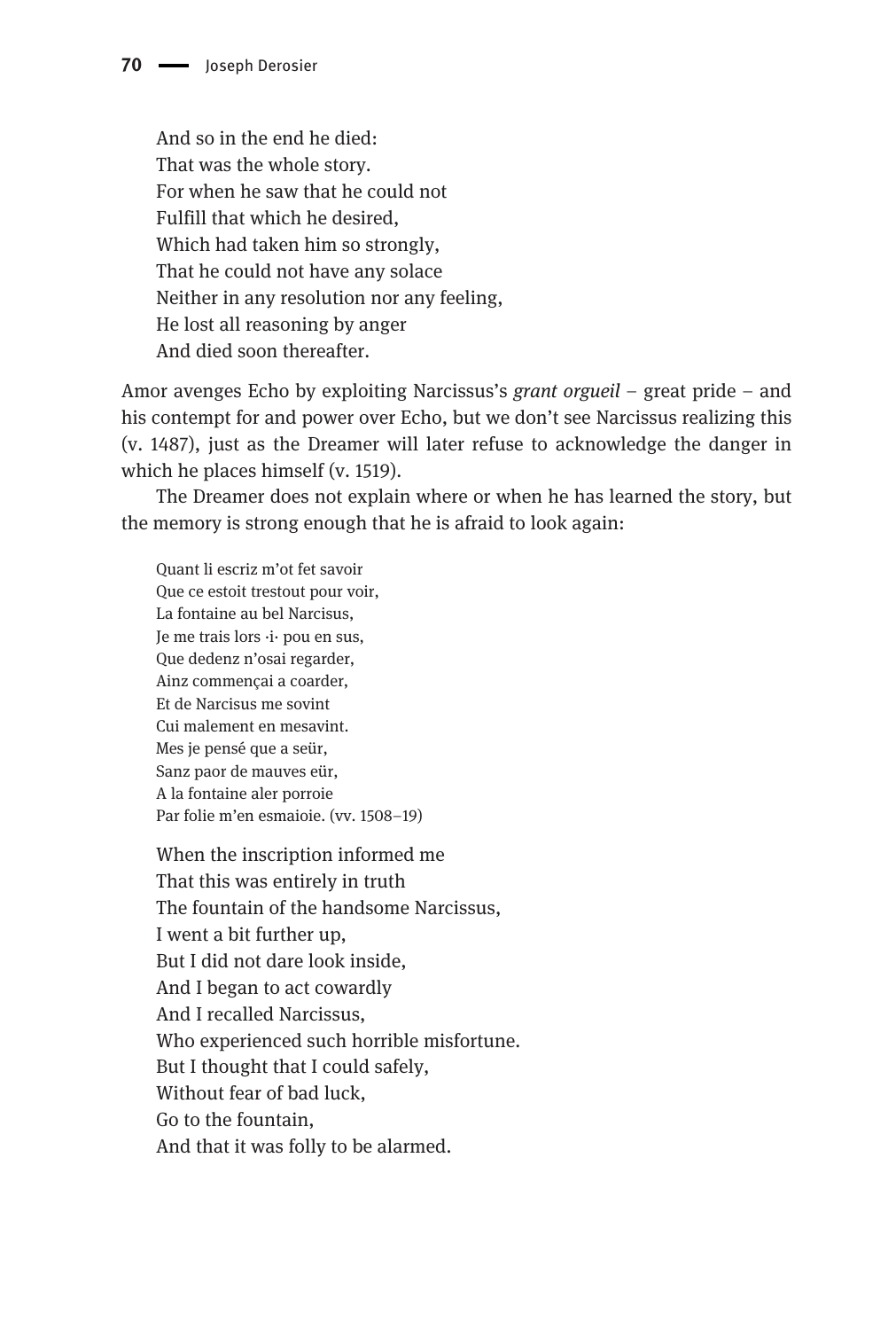And so in the end he died:  
That was the whole story.  
For when he saw that he could not  
Fulfill that which he desired,  
Which had taken him so strongly,  
That he could not have any solace  
Neither in any resolution nor any feeling,  
He lost all reasoning by anger  
And died soon thereafter.

Amor avenges Echo by exploiting Narcissus's *grant orgueil* – great pride – and his contempt for and power over Echo, but we don't see Narcissus realizing this (v. 1487), just as the Dreamer will later refuse to acknowledge the danger in which he places himself (v. 1519).

The Dreamer does not explain where or when he has learned the story, but the memory is strong enough that he is afraid to look again:

> Quant li escriz m'ot fet savoir  
> Que ce estoit trestout pour voir,  
> La fontaine au bel Narcisus,  
> Je me trais lors ·i· pou en sus,  
> Que dedenz n'osai regarder,  
> Ainz commençai a coarder,  
> Et de Narcisus me sovint  
> Cui malement en mesavint.  
> Mes je pensé que a seür,  
> Sanz paor de mauves eür,  
> A la fontaine aler porroie  
> Par folie m'en esmaioie. (vv. 1508–19)

When the inscription informed me  
That this was entirely in truth  
The fountain of the handsome Narcissus,  
I went a bit further up,  
But I did not dare look inside,  
And I began to act cowardly  
And I recalled Narcissus,  
Who experienced such horrible misfortune.  
But I thought that I could safely,  
Without fear of bad luck,  
Go to the fountain,  
And that it was folly to be alarmed.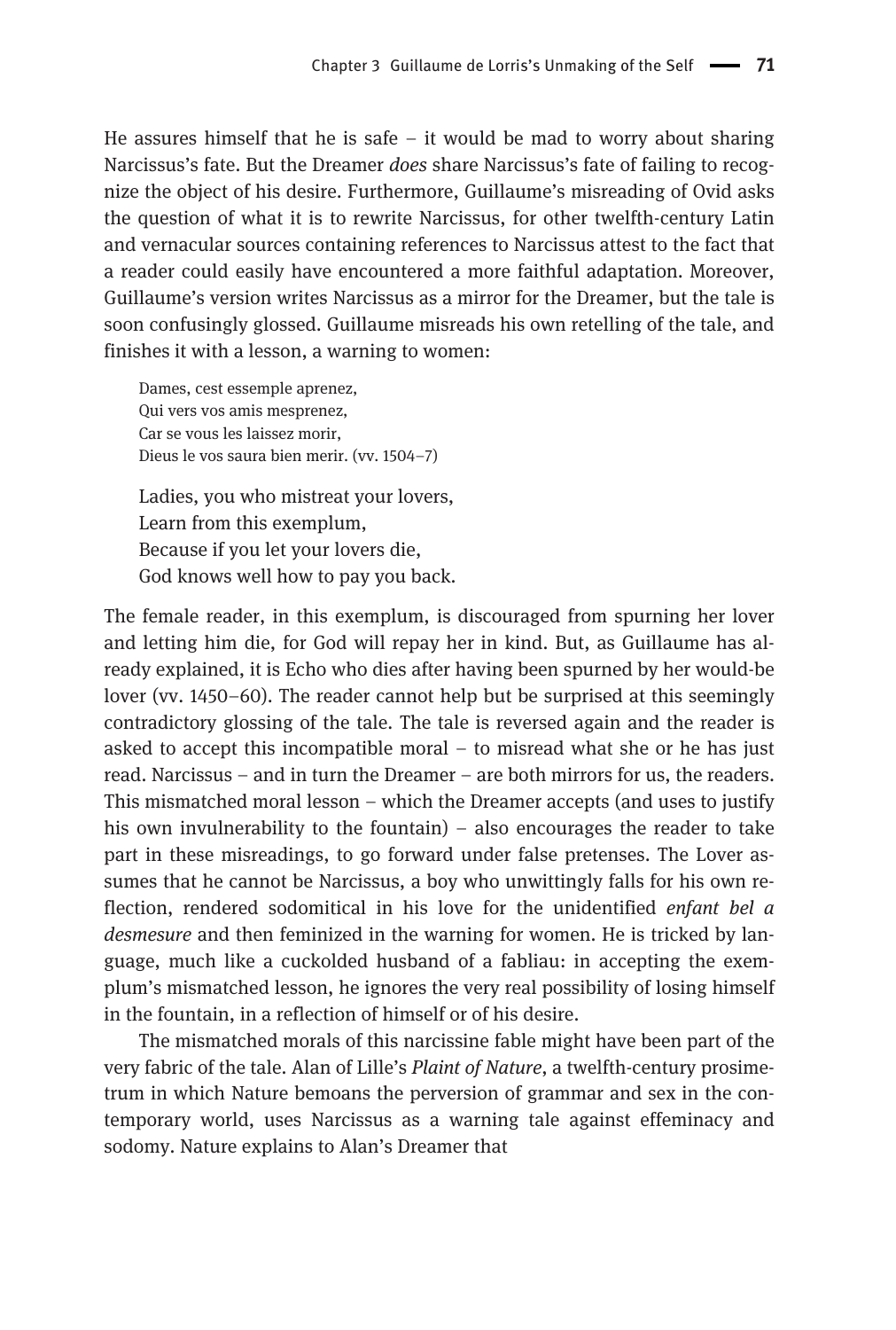He assures himself that he is safe – it would be mad to worry about sharing Narcissus's fate. But the Dreamer *does* share Narcissus's fate of failing to recognize the object of his desire. Furthermore, Guillaume's misreading of Ovid asks the question of what it is to rewrite Narcissus, for other twelfth-century Latin and vernacular sources containing references to Narcissus attest to the fact that a reader could easily have encountered a more faithful adaptation. Moreover, Guillaume's version writes Narcissus as a mirror for the Dreamer, but the tale is soon confusingly glossed. Guillaume misreads his own retelling of the tale, and finishes it with a lesson, a warning to women:

> Dames, cest essemple aprenez,
> Qui vers vos amis mesprenez,
> Car se vous les laissez morir,
> Dieus le vos saura bien merir. (vv. 1504–7)

> Ladies, you who mistreat your lovers,
> Learn from this exemplum,
> Because if you let your lovers die,
> God knows well how to pay you back.

The female reader, in this exemplum, is discouraged from spurning her lover and letting him die, for God will repay her in kind. But, as Guillaume has already explained, it is Echo who dies after having been spurned by her would-be lover (vv. 1450–60). The reader cannot help but be surprised at this seemingly contradictory glossing of the tale. The tale is reversed again and the reader is asked to accept this incompatible moral – to misread what she or he has just read. Narcissus – and in turn the Dreamer – are both mirrors for us, the readers. This mismatched moral lesson – which the Dreamer accepts (and uses to justify his own invulnerability to the fountain) – also encourages the reader to take part in these misreadings, to go forward under false pretenses. The Lover assumes that he cannot be Narcissus, a boy who unwittingly falls for his own reflection, rendered sodomitical in his love for the unidentified *enfant bel a desmesure* and then feminized in the warning for women. He is tricked by language, much like a cuckolded husband of a fabliau: in accepting the exemplum's mismatched lesson, he ignores the very real possibility of losing himself in the fountain, in a reflection of himself or of his desire.

The mismatched morals of this narcissine fable might have been part of the very fabric of the tale. Alan of Lille's *Plaint of Nature*, a twelfth-century prosimetrum in which Nature bemoans the perversion of grammar and sex in the contemporary world, uses Narcissus as a warning tale against effeminacy and sodomy. Nature explains to Alan's Dreamer that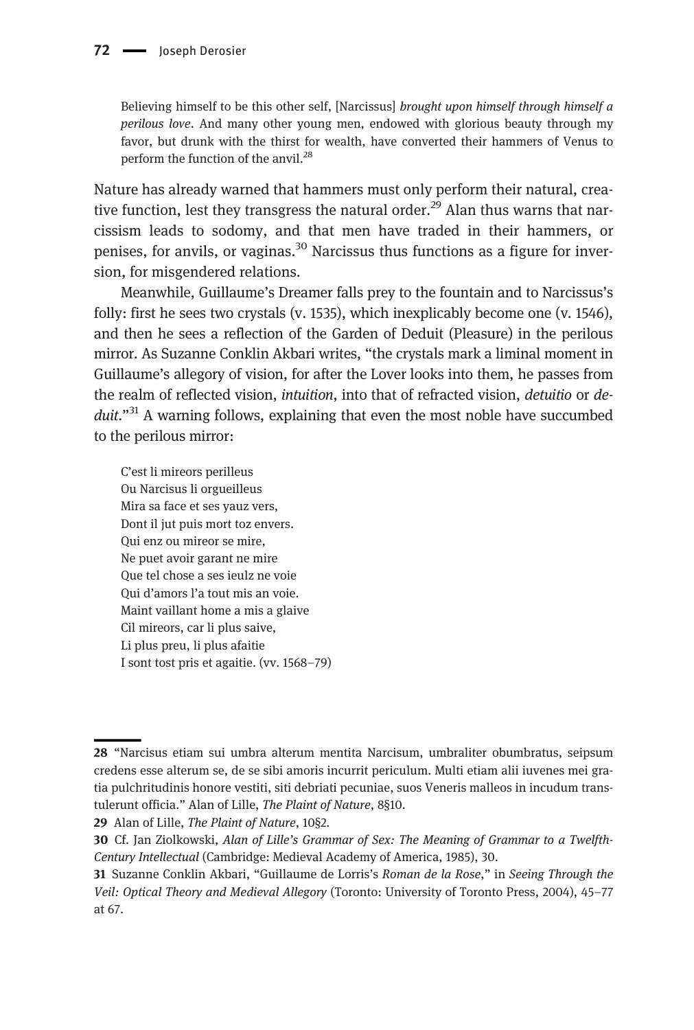> Believing himself to be this other self, [Narcissus] *brought upon himself through himself a perilous love*. And many other young men, endowed with glorious beauty through my favor, but drunk with the thirst for wealth, have converted their hammers of Venus to perform the function of the anvil.[28]

Nature has already warned that hammers must only perform their natural, creative function, lest they transgress the natural order.[29] Alan thus warns that narcissism leads to sodomy, and that men have traded in their hammers, or penises, for anvils, or vaginas.[30] Narcissus thus functions as a figure for inversion, for misgendered relations.

Meanwhile, Guillaume's Dreamer falls prey to the fountain and to Narcissus's folly: first he sees two crystals (v. 1535), which inexplicably become one (v. 1546), and then he sees a reflection of the Garden of Deduit (Pleasure) in the perilous mirror. As Suzanne Conklin Akbari writes, "the crystals mark a liminal moment in Guillaume's allegory of vision, for after the Lover looks into them, he passes from the realm of reflected vision, *intuition*, into that of refracted vision, *detuitio* or *deduit*."[31] A warning follows, explaining that even the most noble have succumbed to the perilous mirror:

> C'est li mireors perilleus
> Ou Narcisus li orgueilleus
> Mira sa face et ses yauz vers,
> Dont il jut puis mort toz envers.
> Qui enz ou mireor se mire,
> Ne puet avoir garant ne mire
> Que tel chose a ses ieulz ne voie
> Qui d'amors l'a tout mis an voie.
> Maint vaillant home a mis a glaive
> Cil mireors, car li plus saive,
> Li plus preu, li plus afaitie
> I sont tost pris et agaitie. (vv. 1568–79)

---

28 "Narcisus etiam sui umbra alterum mentita Narcisum, umbraliter obumbratus, seipsum credens esse alterum se, de se sibi amoris incurrit periculum. Multi etiam alii iuvenes mei gratia pulchritudinis honore vestiti, siti debriati pecuniae, suos Veneris malleos in incudum transtulerunt officia." Alan of Lille, *The Plaint of Nature*, 8§10.

29 Alan of Lille, *The Plaint of Nature*, 10§2.

30 Cf. Jan Ziolkowski, *Alan of Lille's Grammar of Sex: The Meaning of Grammar to a Twelfth-Century Intellectual* (Cambridge: Medieval Academy of America, 1985), 30.

31 Suzanne Conklin Akbari, "Guillaume de Lorris's *Roman de la Rose*," in *Seeing Through the Veil: Optical Theory and Medieval Allegory* (Toronto: University of Toronto Press, 2004), 45–77 at 67.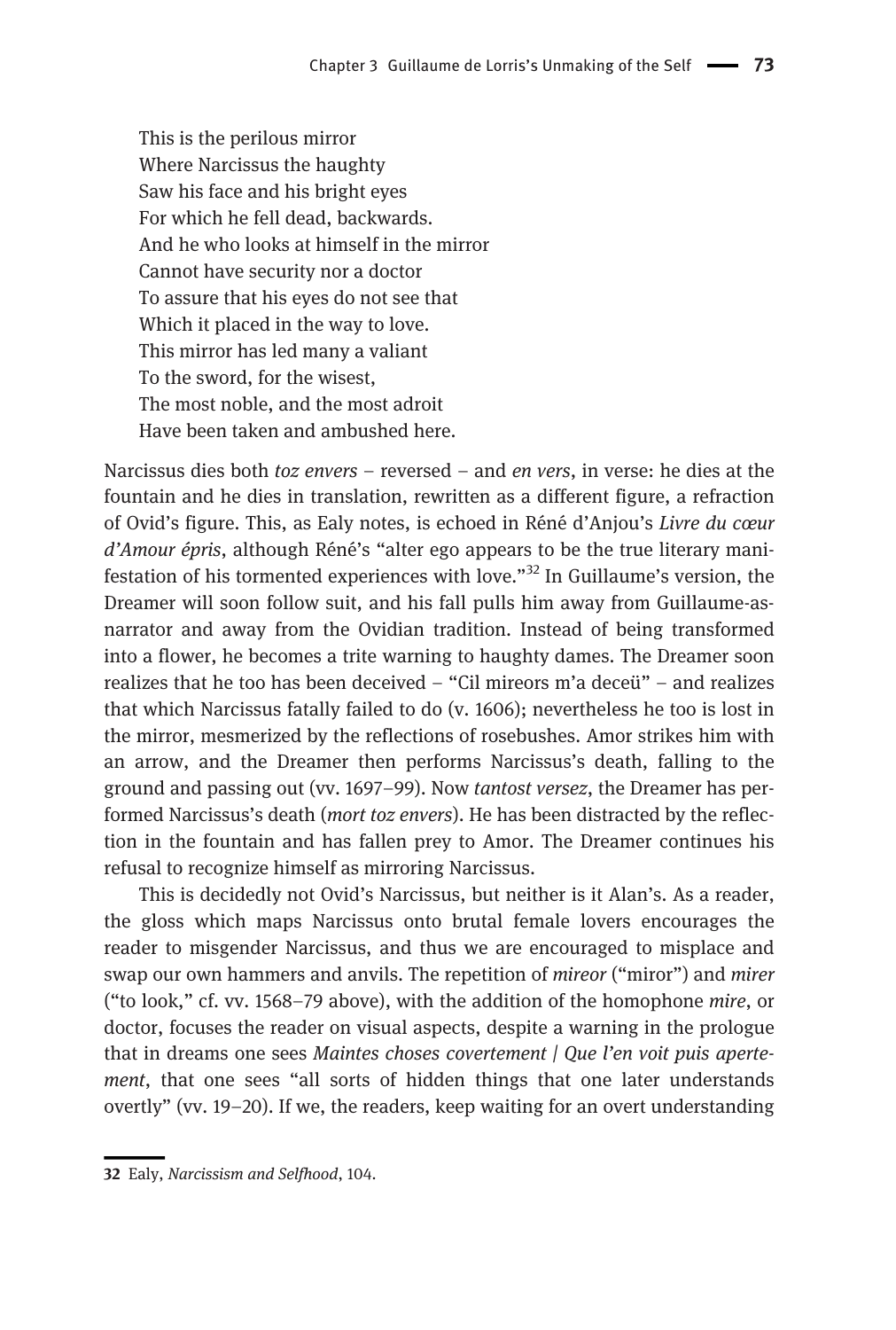> This is the perilous mirror
> Where Narcissus the haughty
> Saw his face and his bright eyes
> For which he fell dead, backwards.
> And he who looks at himself in the mirror
> Cannot have security nor a doctor
> To assure that his eyes do not see that
> Which it placed in the way to love.
> This mirror has led many a valiant
> To the sword, for the wisest,
> The most noble, and the most adroit
> Have been taken and ambushed here.

Narcissus dies both *toz envers* – reversed – and *en vers*, in verse: he dies at the fountain and he dies in translation, rewritten as a different figure, a refraction of Ovid's figure. This, as Ealy notes, is echoed in Réné d'Anjou's *Livre du cœur d'Amour épris*, although Réné's "alter ego appears to be the true literary manifestation of his tormented experiences with love."[32] In Guillaume's version, the Dreamer will soon follow suit, and his fall pulls him away from Guillaume-as-narrator and away from the Ovidian tradition. Instead of being transformed into a flower, he becomes a trite warning to haughty dames. The Dreamer soon realizes that he too has been deceived – "Cil mireors m'a deceü" – and realizes that which Narcissus fatally failed to do (v. 1606); nevertheless he too is lost in the mirror, mesmerized by the reflections of rosebushes. Amor strikes him with an arrow, and the Dreamer then performs Narcissus's death, falling to the ground and passing out (vv. 1697–99). Now *tantost versez*, the Dreamer has performed Narcissus's death (*mort toz envers*). He has been distracted by the reflection in the fountain and has fallen prey to Amor. The Dreamer continues his refusal to recognize himself as mirroring Narcissus.

This is decidedly not Ovid's Narcissus, but neither is it Alan's. As a reader, the gloss which maps Narcissus onto brutal female lovers encourages the reader to misgender Narcissus, and thus we are encouraged to misplace and swap our own hammers and anvils. The repetition of *mireor* ("miror") and *mirer* ("to look," cf. vv. 1568–79 above), with the addition of the homophone *mire*, or doctor, focuses the reader on visual aspects, despite a warning in the prologue that in dreams one sees *Maintes choses covertement / Que l'en voit puis apertement*, that one sees "all sorts of hidden things that one later understands overtly" (vv. 19–20). If we, the readers, keep waiting for an overt understanding

---

32 Ealy, *Narcissism and Selfhood*, 104.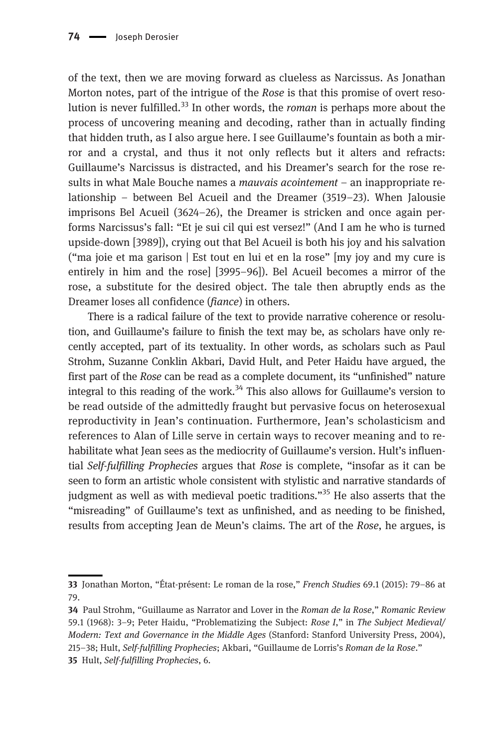of the text, then we are moving forward as clueless as Narcissus. As Jonathan Morton notes, part of the intrigue of the *Rose* is that this promise of overt resolution is never fulfilled.[33] In other words, the *roman* is perhaps more about the process of uncovering meaning and decoding, rather than in actually finding that hidden truth, as I also argue here. I see Guillaume's fountain as both a mirror and a crystal, and thus it not only reflects but it alters and refracts: Guillaume's Narcissus is distracted, and his Dreamer's search for the rose results in what Male Bouche names a *mauvais acointement* – an inappropriate relationship – between Bel Acueil and the Dreamer (3519–23). When Jalousie imprisons Bel Acueil (3624–26), the Dreamer is stricken and once again performs Narcissus's fall: "Et je sui cil qui est versez!" (And I am he who is turned upside-down [3989]), crying out that Bel Acueil is both his joy and his salvation ("ma joie et ma garison | Est tout en lui et en la rose" [my joy and my cure is entirely in him and the rose] [3995–96]). Bel Acueil becomes a mirror of the rose, a substitute for the desired object. The tale then abruptly ends as the Dreamer loses all confidence (*fiance*) in others.

There is a radical failure of the text to provide narrative coherence or resolution, and Guillaume's failure to finish the text may be, as scholars have only recently accepted, part of its textuality. In other words, as scholars such as Paul Strohm, Suzanne Conklin Akbari, David Hult, and Peter Haidu have argued, the first part of the *Rose* can be read as a complete document, its "unfinished" nature integral to this reading of the work.[34] This also allows for Guillaume's version to be read outside of the admittedly fraught but pervasive focus on heterosexual reproductivity in Jean's continuation. Furthermore, Jean's scholasticism and references to Alan of Lille serve in certain ways to recover meaning and to rehabilitate what Jean sees as the mediocrity of Guillaume's version. Hult's influential *Self-fulfilling Prophecies* argues that *Rose* is complete, "insofar as it can be seen to form an artistic whole consistent with stylistic and narrative standards of judgment as well as with medieval poetic traditions."[35] He also asserts that the "misreading" of Guillaume's text as unfinished, and as needing to be finished, results from accepting Jean de Meun's claims. The art of the *Rose*, he argues, is

---

33 Jonathan Morton, "État-présent: Le roman de la rose," *French Studies* 69.1 (2015): 79–86 at 79.

34 Paul Strohm, "Guillaume as Narrator and Lover in the *Roman de la Rose*," *Romanic Review* 59.1 (1968): 3–9; Peter Haidu, "Problematizing the Subject: *Rose I*," in *The Subject Medieval/Modern: Text and Governance in the Middle Ages* (Stanford: Stanford University Press, 2004), 215–38; Hult, *Self-fulfilling Prophecies*; Akbari, "Guillaume de Lorris's *Roman de la Rose*."

35 Hult, *Self-fulfilling Prophecies*, 6.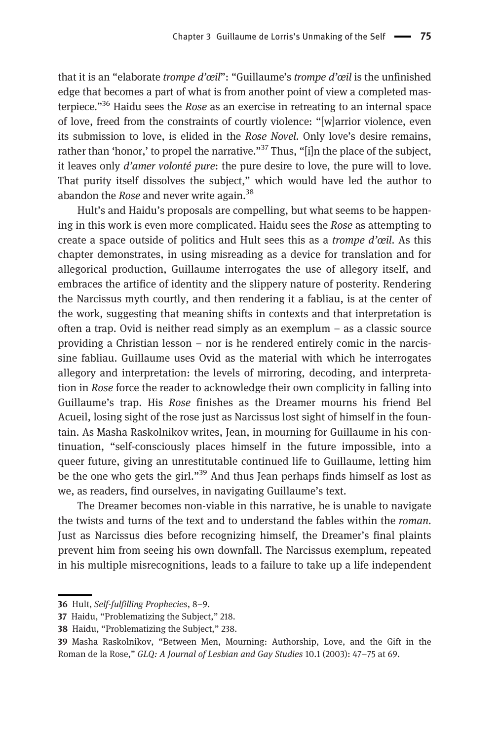that it is an "elaborate *trompe d'œil*": "Guillaume's *trompe d'œil* is the unfinished edge that becomes a part of what is from another point of view a completed masterpiece."[36] Haidu sees the *Rose* as an exercise in retreating to an internal space of love, freed from the constraints of courtly violence: "[w]arrior violence, even its submission to love, is elided in the *Rose Novel*. Only love's desire remains, rather than 'honor,' to propel the narrative."[37] Thus, "[i]n the place of the subject, it leaves only *d'amer volonté pure*: the pure desire to love, the pure will to love. That purity itself dissolves the subject," which would have led the author to abandon the *Rose* and never write again.[38]

Hult's and Haidu's proposals are compelling, but what seems to be happening in this work is even more complicated. Haidu sees the *Rose* as attempting to create a space outside of politics and Hult sees this as a *trompe d'œil*. As this chapter demonstrates, in using misreading as a device for translation and for allegorical production, Guillaume interrogates the use of allegory itself, and embraces the artifice of identity and the slippery nature of posterity. Rendering the Narcissus myth courtly, and then rendering it a fabliau, is at the center of the work, suggesting that meaning shifts in contexts and that interpretation is often a trap. Ovid is neither read simply as an exemplum – as a classic source providing a Christian lesson – nor is he rendered entirely comic in the narcissine fabliau. Guillaume uses Ovid as the material with which he interrogates allegory and interpretation: the levels of mirroring, decoding, and interpretation in *Rose* force the reader to acknowledge their own complicity in falling into Guillaume's trap. His *Rose* finishes as the Dreamer mourns his friend Bel Acueil, losing sight of the rose just as Narcissus lost sight of himself in the fountain. As Masha Raskolnikov writes, Jean, in mourning for Guillaume in his continuation, "self-consciously places himself in the future impossible, into a queer future, giving an unrestitutable continued life to Guillaume, letting him be the one who gets the girl."[39] And thus Jean perhaps finds himself as lost as we, as readers, find ourselves, in navigating Guillaume's text.

The Dreamer becomes non-viable in this narrative, he is unable to navigate the twists and turns of the text and to understand the fables within the *roman*. Just as Narcissus dies before recognizing himself, the Dreamer's final plaints prevent him from seeing his own downfall. The Narcissus exemplum, repeated in his multiple misrecognitions, leads to a failure to take up a life independent

---

36 Hult, *Self-fulfilling Prophecies*, 8–9.

37 Haidu, "Problematizing the Subject," 218.

38 Haidu, "Problematizing the Subject," 238.

39 Masha Raskolnikov, "Between Men, Mourning: Authorship, Love, and the Gift in the Roman de la Rose," *GLQ: A Journal of Lesbian and Gay Studies* 10.1 (2003): 47–75 at 69.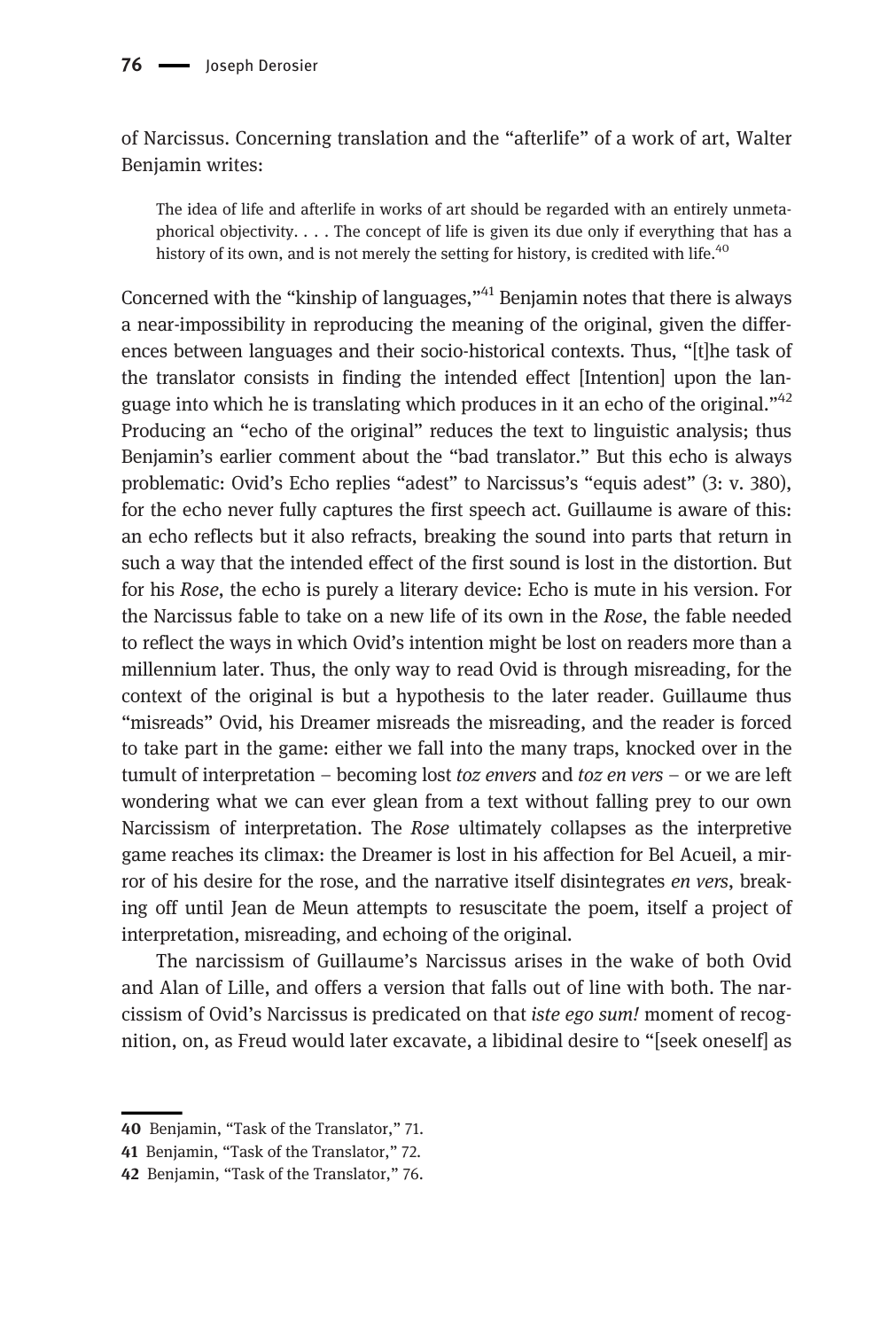of Narcissus. Concerning translation and the "afterlife" of a work of art, Walter Benjamin writes:

> The idea of life and afterlife in works of art should be regarded with an entirely unmetaphorical objectivity. . . . The concept of life is given its due only if everything that has a history of its own, and is not merely the setting for history, is credited with life.[40]

Concerned with the "kinship of languages,"[41] Benjamin notes that there is always a near-impossibility in reproducing the meaning of the original, given the differences between languages and their socio-historical contexts. Thus, "[t]he task of the translator consists in finding the intended effect [Intention] upon the language into which he is translating which produces in it an echo of the original."[42] Producing an "echo of the original" reduces the text to linguistic analysis; thus Benjamin's earlier comment about the "bad translator." But this echo is always problematic: Ovid's Echo replies "adest" to Narcissus's "equis adest" (3: v. 380), for the echo never fully captures the first speech act. Guillaume is aware of this: an echo reflects but it also refracts, breaking the sound into parts that return in such a way that the intended effect of the first sound is lost in the distortion. But for his *Rose*, the echo is purely a literary device: Echo is mute in his version. For the Narcissus fable to take on a new life of its own in the *Rose*, the fable needed to reflect the ways in which Ovid's intention might be lost on readers more than a millennium later. Thus, the only way to read Ovid is through misreading, for the context of the original is but a hypothesis to the later reader. Guillaume thus "misreads" Ovid, his Dreamer misreads the misreading, and the reader is forced to take part in the game: either we fall into the many traps, knocked over in the tumult of interpretation – becoming lost *toz envers* and *toz en vers* – or we are left wondering what we can ever glean from a text without falling prey to our own Narcissism of interpretation. The *Rose* ultimately collapses as the interpretive game reaches its climax: the Dreamer is lost in his affection for Bel Acueil, a mirror of his desire for the rose, and the narrative itself disintegrates *en vers*, breaking off until Jean de Meun attempts to resuscitate the poem, itself a project of interpretation, misreading, and echoing of the original.

The narcissism of Guillaume's Narcissus arises in the wake of both Ovid and Alan of Lille, and offers a version that falls out of line with both. The narcissism of Ovid's Narcissus is predicated on that *iste ego sum!* moment of recognition, on, as Freud would later excavate, a libidinal desire to "[seek oneself] as

---

40 Benjamin, "Task of the Translator," 71.

41 Benjamin, "Task of the Translator," 72.

42 Benjamin, "Task of the Translator," 76.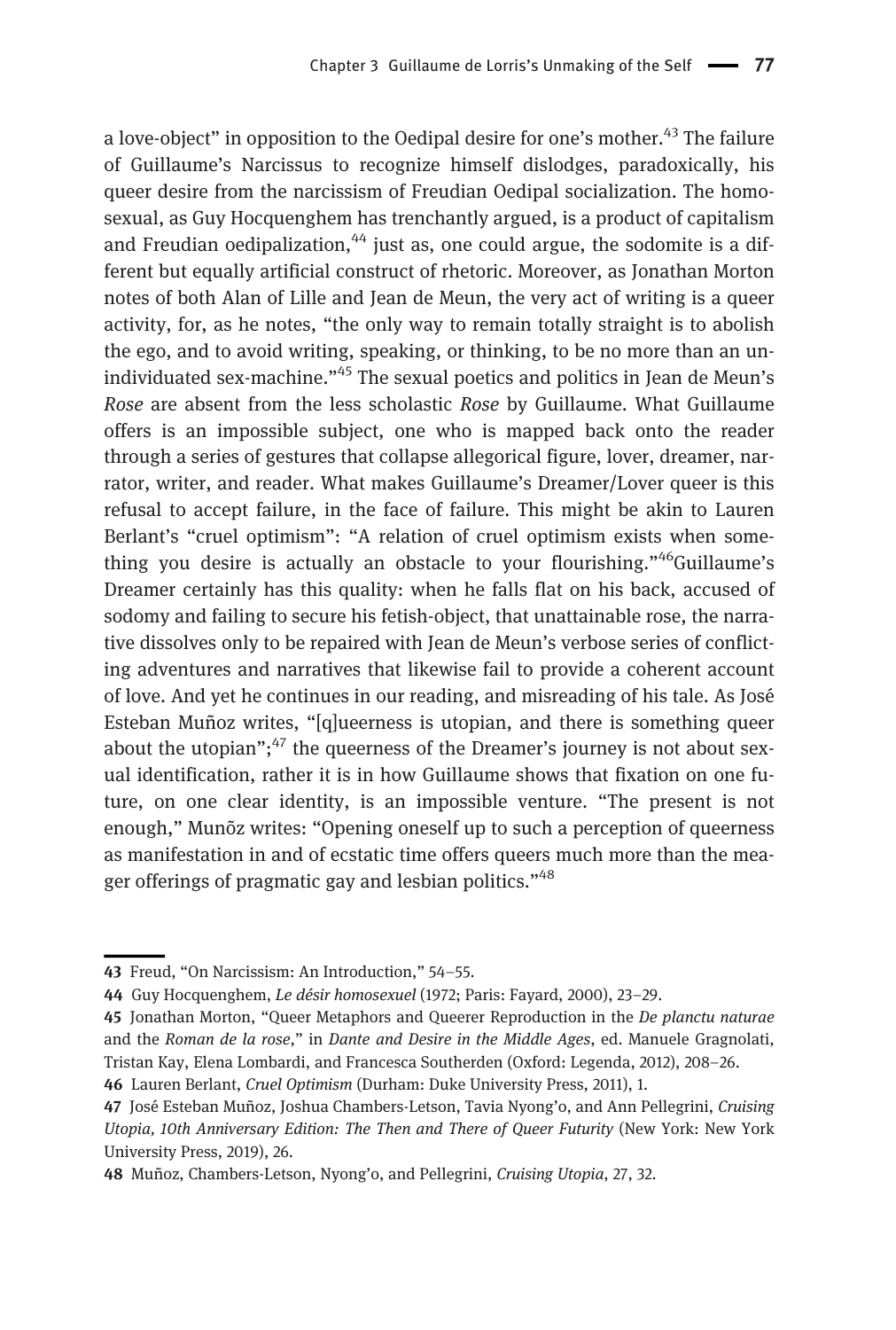a love-object" in opposition to the Oedipal desire for one's mother.[43] The failure of Guillaume's Narcissus to recognize himself dislodges, paradoxically, his queer desire from the narcissism of Freudian Oedipal socialization. The homosexual, as Guy Hocquenghem has trenchantly argued, is a product of capitalism and Freudian oedipalization,[44] just as, one could argue, the sodomite is a different but equally artificial construct of rhetoric. Moreover, as Jonathan Morton notes of both Alan of Lille and Jean de Meun, the very act of writing is a queer activity, for, as he notes, "the only way to remain totally straight is to abolish the ego, and to avoid writing, speaking, or thinking, to be no more than an unindividuated sex-machine."[45] The sexual poetics and politics in Jean de Meun's *Rose* are absent from the less scholastic *Rose* by Guillaume. What Guillaume offers is an impossible subject, one who is mapped back onto the reader through a series of gestures that collapse allegorical figure, lover, dreamer, narrator, writer, and reader. What makes Guillaume's Dreamer/Lover queer is this refusal to accept failure, in the face of failure. This might be akin to Lauren Berlant's "cruel optimism": "A relation of cruel optimism exists when something you desire is actually an obstacle to your flourishing."[46]Guillaume's Dreamer certainly has this quality: when he falls flat on his back, accused of sodomy and failing to secure his fetish-object, that unattainable rose, the narrative dissolves only to be repaired with Jean de Meun's verbose series of conflicting adventures and narratives that likewise fail to provide a coherent account of love. And yet he continues in our reading, and misreading of his tale. As José Esteban Muñoz writes, "[q]ueerness is utopian, and there is something queer about the utopian";[47] the queerness of the Dreamer's journey is not about sexual identification, rather it is in how Guillaume shows that fixation on one future, on one clear identity, is an impossible venture. "The present is not enough," Munõz writes: "Opening oneself up to such a perception of queerness as manifestation in and of ecstatic time offers queers much more than the meager offerings of pragmatic gay and lesbian politics."[48]

---

43 Freud, "On Narcissism: An Introduction," 54–55.

44 Guy Hocquenghem, *Le désir homosexuel* (1972; Paris: Fayard, 2000), 23–29.

45 Jonathan Morton, "Queer Metaphors and Queerer Reproduction in the *De planctu naturae* and the *Roman de la rose*," in *Dante and Desire in the Middle Ages*, ed. Manuele Gragnolati, Tristan Kay, Elena Lombardi, and Francesca Southerden (Oxford: Legenda, 2012), 208–26.

46 Lauren Berlant, *Cruel Optimism* (Durham: Duke University Press, 2011), 1.

47 José Esteban Muñoz, Joshua Chambers-Letson, Tavia Nyong'o, and Ann Pellegrini, *Cruising Utopia, 10th Anniversary Edition: The Then and There of Queer Futurity* (New York: New York University Press, 2019), 26.

48 Muñoz, Chambers-Letson, Nyong'o, and Pellegrini, *Cruising Utopia*, 27, 32.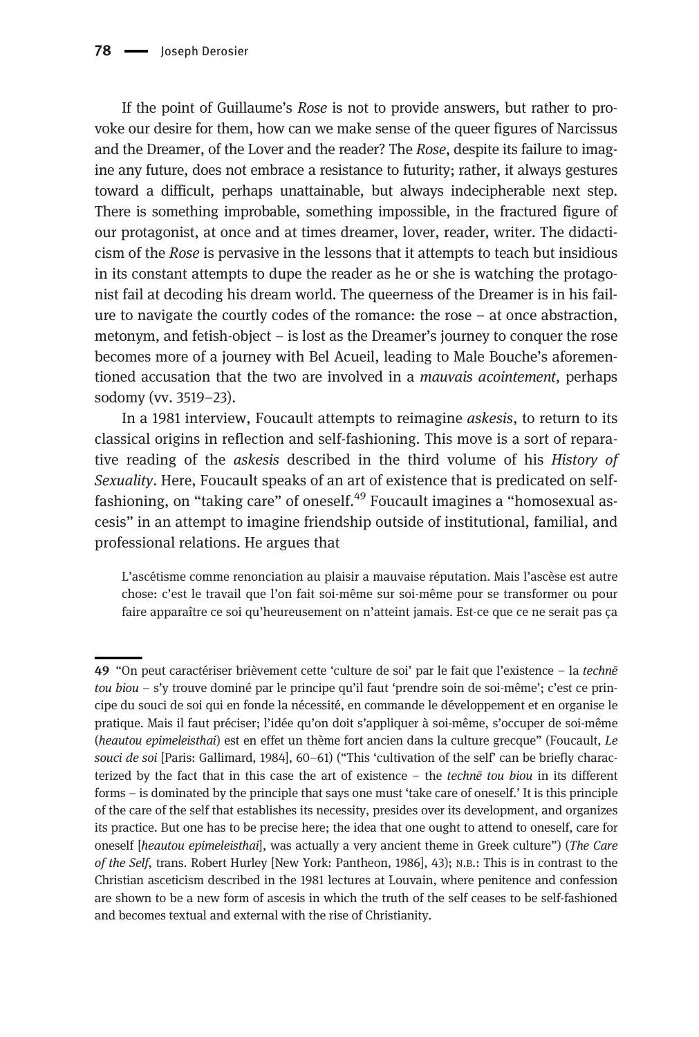If the point of Guillaume's *Rose* is not to provide answers, but rather to provoke our desire for them, how can we make sense of the queer figures of Narcissus and the Dreamer, of the Lover and the reader? The *Rose*, despite its failure to imagine any future, does not embrace a resistance to futurity; rather, it always gestures toward a difficult, perhaps unattainable, but always indecipherable next step. There is something improbable, something impossible, in the fractured figure of our protagonist, at once and at times dreamer, lover, reader, writer. The didacticism of the *Rose* is pervasive in the lessons that it attempts to teach but insidious in its constant attempts to dupe the reader as he or she is watching the protagonist fail at decoding his dream world. The queerness of the Dreamer is in his failure to navigate the courtly codes of the romance: the rose – at once abstraction, metonym, and fetish-object – is lost as the Dreamer's journey to conquer the rose becomes more of a journey with Bel Acueil, leading to Male Bouche's aforementioned accusation that the two are involved in a *mauvais acointement*, perhaps sodomy (vv. 3519–23).

In a 1981 interview, Foucault attempts to reimagine *askesis*, to return to its classical origins in reflection and self-fashioning. This move is a sort of reparative reading of the *askesis* described in the third volume of his *History of Sexuality*. Here, Foucault speaks of an art of existence that is predicated on self-fashioning, on "taking care" of oneself.[49] Foucault imagines a "homosexual ascesis" in an attempt to imagine friendship outside of institutional, familial, and professional relations. He argues that

> L'ascétisme comme renonciation au plaisir a mauvaise réputation. Mais l'ascèse est autre chose: c'est le travail que l'on fait soi-même sur soi-même pour se transformer ou pour faire apparaître ce soi qu'heureusement on n'atteint jamais. Est-ce que ce ne serait pas ça

---

49 "On peut caractériser brièvement cette 'culture de soi' par le fait que l'existence – la *technē tou biou* – s'y trouve dominé par le principe qu'il faut 'prendre soin de soi-même'; c'est ce principe du souci de soi qui en fonde la nécessité, en commande le développement et en organise le pratique. Mais il faut préciser; l'idée qu'on doit s'appliquer à soi-même, s'occuper de soi-même (*heautou epimeleisthai*) est en effet un thème fort ancien dans la culture grecque" (Foucault, *Le souci de soi* [Paris: Gallimard, 1984], 60–61) ("This 'cultivation of the self' can be briefly characterized by the fact that in this case the art of existence – the *technē tou biou* in its different forms – is dominated by the principle that says one must 'take care of oneself.' It is this principle of the care of the self that establishes its necessity, presides over its development, and organizes its practice. But one has to be precise here; the idea that one ought to attend to oneself, care for oneself [*heautou epimeleisthai*], was actually a very ancient theme in Greek culture") (*The Care of the Self*, trans. Robert Hurley [New York: Pantheon, 1986], 43); N.B.: This is in contrast to the Christian asceticism described in the 1981 lectures at Louvain, where penitence and confession are shown to be a new form of ascesis in which the truth of the self ceases to be self-fashioned and becomes textual and external with the rise of Christianity.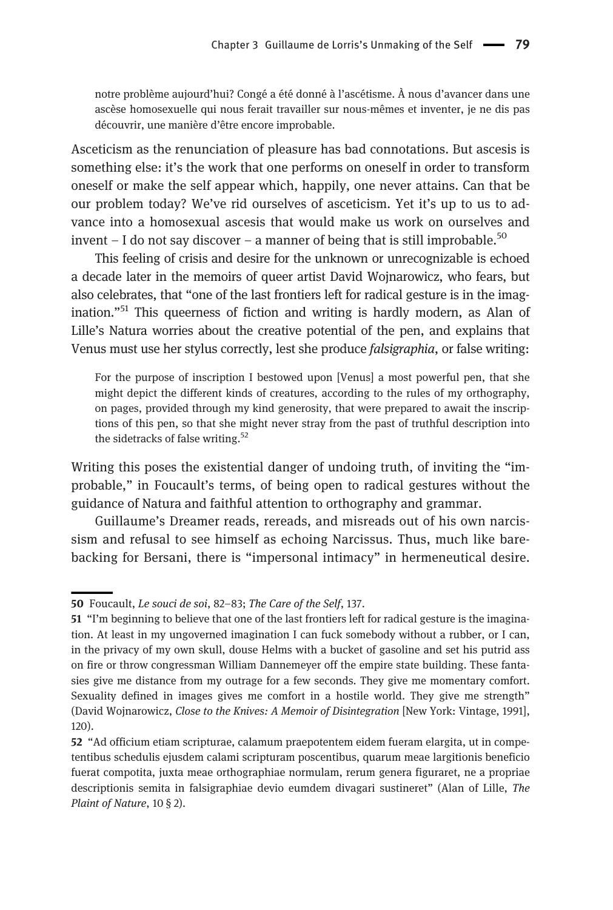> notre problème aujourd'hui? Congé a été donné à l'ascétisme. À nous d'avancer dans une ascèse homosexuelle qui nous ferait travailler sur nous-mêmes et inventer, je ne dis pas découvrir, une manière d'être encore improbable.

Asceticism as the renunciation of pleasure has bad connotations. But ascesis is something else: it's the work that one performs on oneself in order to transform oneself or make the self appear which, happily, one never attains. Can that be our problem today? We've rid ourselves of asceticism. Yet it's up to us to advance into a homosexual ascesis that would make us work on ourselves and invent – I do not say discover – a manner of being that is still improbable.[50]

This feeling of crisis and desire for the unknown or unrecognizable is echoed a decade later in the memoirs of queer artist David Wojnarowicz, who fears, but also celebrates, that "one of the last frontiers left for radical gesture is in the imagination."[51] This queerness of fiction and writing is hardly modern, as Alan of Lille's Natura worries about the creative potential of the pen, and explains that Venus must use her stylus correctly, lest she produce *falsigraphia*, or false writing:

> For the purpose of inscription I bestowed upon [Venus] a most powerful pen, that she might depict the different kinds of creatures, according to the rules of my orthography, on pages, provided through my kind generosity, that were prepared to await the inscriptions of this pen, so that she might never stray from the past of truthful description into the sidetracks of false writing.[52]

Writing this poses the existential danger of undoing truth, of inviting the "improbable," in Foucault's terms, of being open to radical gestures without the guidance of Natura and faithful attention to orthography and grammar.

Guillaume's Dreamer reads, rereads, and misreads out of his own narcissism and refusal to see himself as echoing Narcissus. Thus, much like barebacking for Bersani, there is "impersonal intimacy" in hermeneutical desire.

---

**50** Foucault, *Le souci de soi*, 82–83; *The Care of the Self*, 137.

**51** "I'm beginning to believe that one of the last frontiers left for radical gesture is the imagination. At least in my ungoverned imagination I can fuck somebody without a rubber, or I can, in the privacy of my own skull, douse Helms with a bucket of gasoline and set his putrid ass on fire or throw congressman William Dannemeyer off the empire state building. These fantasies give me distance from my outrage for a few seconds. They give me momentary comfort. Sexuality defined in images gives me comfort in a hostile world. They give me strength" (David Wojnarowicz, *Close to the Knives: A Memoir of Disintegration* [New York: Vintage, 1991], 120).

**52** "Ad officium etiam scripturae, calamum praepotentem eidem fueram elargita, ut in competentibus schedulis ejusdem calami scripturam poscentibus, quarum meae largitionis beneficio fuerat compotita, juxta meae orthographiae normulam, rerum genera figuraret, ne a propriae descriptionis semita in falsigraphiae devio eumdem divagari sustineret" (Alan of Lille, *The Plaint of Nature*, 10 § 2).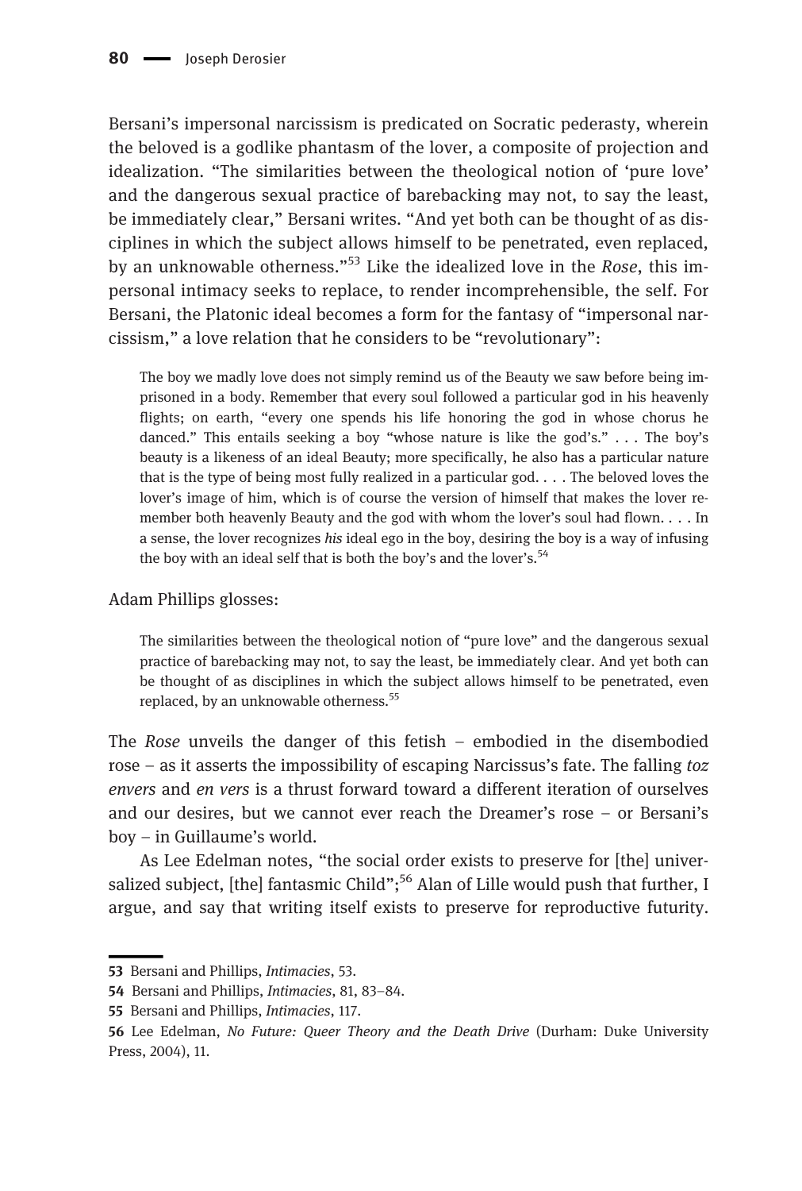Bersani's impersonal narcissism is predicated on Socratic pederasty, wherein the beloved is a godlike phantasm of the lover, a composite of projection and idealization. "The similarities between the theological notion of 'pure love' and the dangerous sexual practice of barebacking may not, to say the least, be immediately clear," Bersani writes. "And yet both can be thought of as disciplines in which the subject allows himself to be penetrated, even replaced, by an unknowable otherness."[53] Like the idealized love in the *Rose*, this impersonal intimacy seeks to replace, to render incomprehensible, the self. For Bersani, the Platonic ideal becomes a form for the fantasy of "impersonal narcissism," a love relation that he considers to be "revolutionary":

> The boy we madly love does not simply remind us of the Beauty we saw before being imprisoned in a body. Remember that every soul followed a particular god in his heavenly flights; on earth, "every one spends his life honoring the god in whose chorus he danced." This entails seeking a boy "whose nature is like the god's." . . . The boy's beauty is a likeness of an ideal Beauty; more specifically, he also has a particular nature that is the type of being most fully realized in a particular god. . . . The beloved loves the lover's image of him, which is of course the version of himself that makes the lover remember both heavenly Beauty and the god with whom the lover's soul had flown. . . . In a sense, the lover recognizes *his* ideal ego in the boy, desiring the boy is a way of infusing the boy with an ideal self that is both the boy's and the lover's.[54]

Adam Phillips glosses:

> The similarities between the theological notion of "pure love" and the dangerous sexual practice of barebacking may not, to say the least, be immediately clear. And yet both can be thought of as disciplines in which the subject allows himself to be penetrated, even replaced, by an unknowable otherness.[55]

The *Rose* unveils the danger of this fetish – embodied in the disembodied rose – as it asserts the impossibility of escaping Narcissus's fate. The falling *toz envers* and *en vers* is a thrust forward toward a different iteration of ourselves and our desires, but we cannot ever reach the Dreamer's rose – or Bersani's boy – in Guillaume's world.

As Lee Edelman notes, "the social order exists to preserve for [the] universalized subject, [the] fantasmic Child";[56] Alan of Lille would push that further, I argue, and say that writing itself exists to preserve for reproductive futurity.

---

53 Bersani and Phillips, *Intimacies*, 53.

54 Bersani and Phillips, *Intimacies*, 81, 83–84.

55 Bersani and Phillips, *Intimacies*, 117.

56 Lee Edelman, *No Future: Queer Theory and the Death Drive* (Durham: Duke University Press, 2004), 11.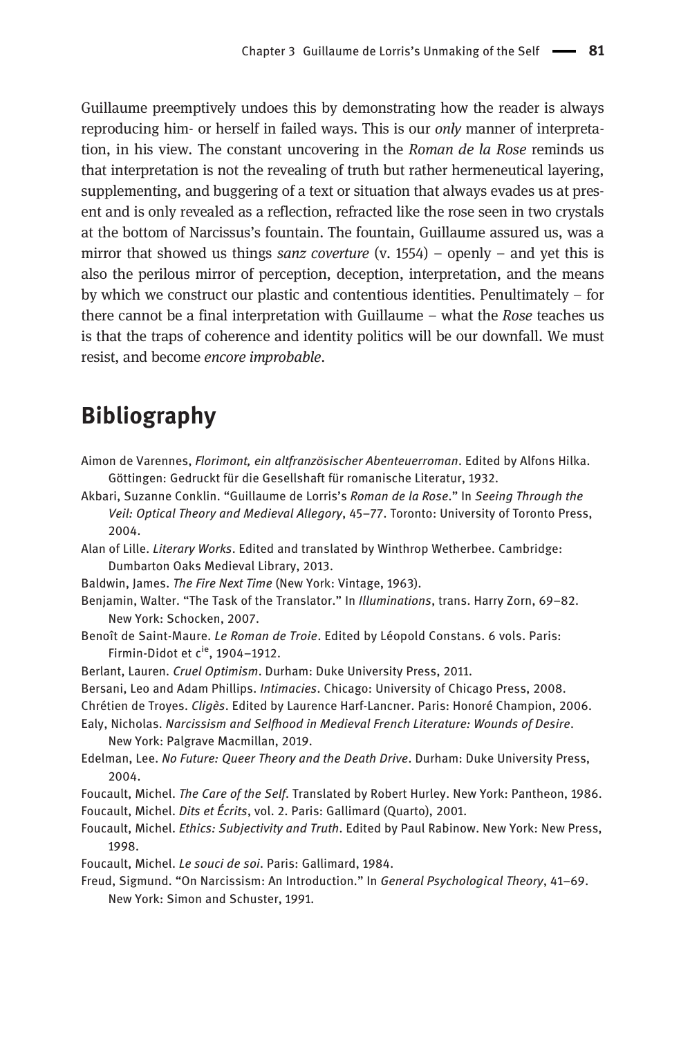Guillaume preemptively undoes this by demonstrating how the reader is always reproducing him- or herself in failed ways. This is our *only* manner of interpretation, in his view. The constant uncovering in the *Roman de la Rose* reminds us that interpretation is not the revealing of truth but rather hermeneutical layering, supplementing, and buggering of a text or situation that always evades us at present and is only revealed as a reflection, refracted like the rose seen in two crystals at the bottom of Narcissus's fountain. The fountain, Guillaume assured us, was a mirror that showed us things *sanz coverture* (v. 1554) – openly – and yet this is also the perilous mirror of perception, deception, interpretation, and the means by which we construct our plastic and contentious identities. Penultimately – for there cannot be a final interpretation with Guillaume – what the *Rose* teaches us is that the traps of coherence and identity politics will be our downfall. We must resist, and become *encore improbable*.

## Bibliography

Aimon de Varennes, *Florimont, ein altfranzösischer Abenteuerroman*. Edited by Alfons Hilka. Göttingen: Gedruckt für die Gesellschaft für romanische Literatur, 1932.

Akbari, Suzanne Conklin. "Guillaume de Lorris's *Roman de la Rose*." In *Seeing Through the Veil: Optical Theory and Medieval Allegory*, 45–77. Toronto: University of Toronto Press, 2004.

Alan of Lille. *Literary Works*. Edited and translated by Winthrop Wetherbee. Cambridge: Dumbarton Oaks Medieval Library, 2013.

Baldwin, James. *The Fire Next Time* (New York: Vintage, 1963).

Benjamin, Walter. "The Task of the Translator." In *Illuminations*, trans. Harry Zorn, 69–82. New York: Schocken, 2007.

Benoît de Saint-Maure. *Le Roman de Troie*. Edited by Léopold Constans. 6 vols. Paris: Firmin-Didot et c[ie], 1904–1912.

Berlant, Lauren. *Cruel Optimism*. Durham: Duke University Press, 2011.

Bersani, Leo and Adam Phillips. *Intimacies*. Chicago: University of Chicago Press, 2008.

Chrétien de Troyes. *Cligès*. Edited by Laurence Harf-Lancner. Paris: Honoré Champion, 2006.

Ealy, Nicholas. *Narcissism and Selfhood in Medieval French Literature: Wounds of Desire*. New York: Palgrave Macmillan, 2019.

Edelman, Lee. *No Future: Queer Theory and the Death Drive*. Durham: Duke University Press, 2004.

Foucault, Michel. *The Care of the Self*. Translated by Robert Hurley. New York: Pantheon, 1986.

Foucault, Michel. *Dits et Écrits*, vol. 2. Paris: Gallimard (Quarto), 2001.

Foucault, Michel. *Ethics: Subjectivity and Truth*. Edited by Paul Rabinow. New York: New Press, 1998.

Foucault, Michel. *Le souci de soi*. Paris: Gallimard, 1984.

Freud, Sigmund. "On Narcissism: An Introduction." In *General Psychological Theory*, 41–69. New York: Simon and Schuster, 1991.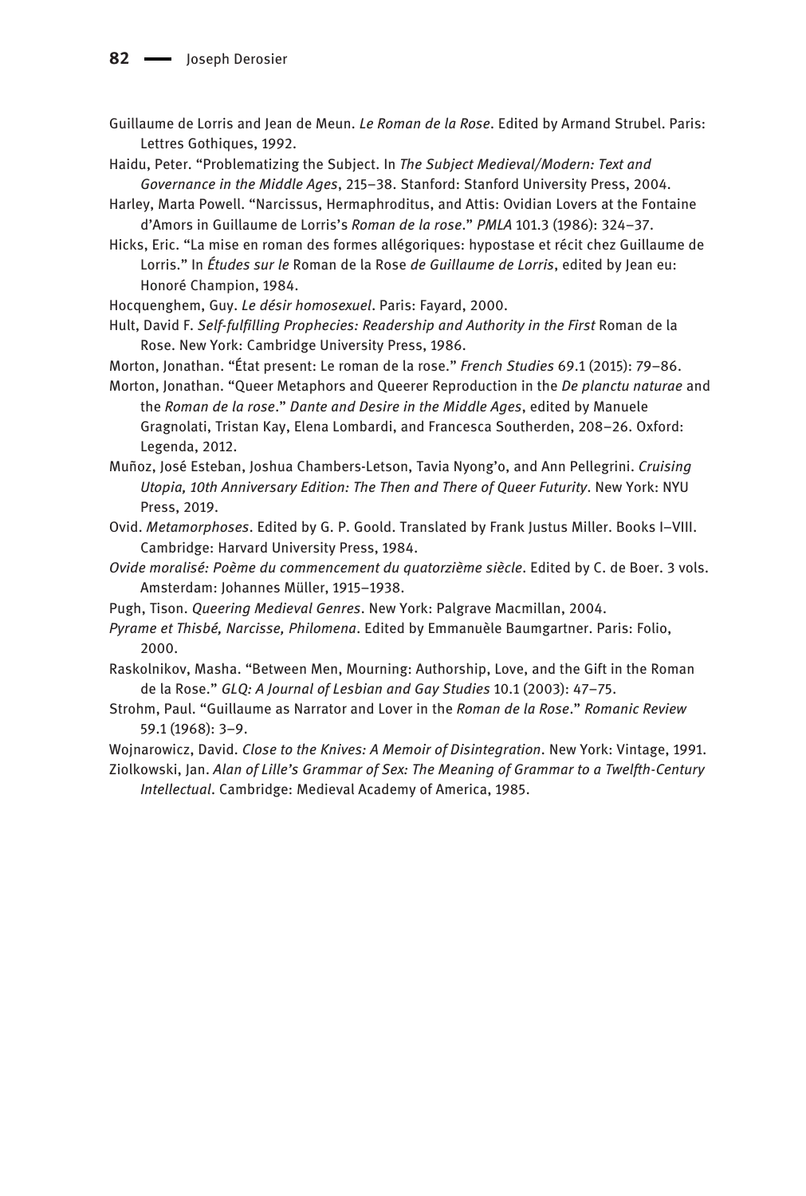Guillaume de Lorris and Jean de Meun. *Le Roman de la Rose*. Edited by Armand Strubel. Paris: Lettres Gothiques, 1992.

Haidu, Peter. "Problematizing the Subject. In *The Subject Medieval/Modern: Text and Governance in the Middle Ages*, 215–38. Stanford: Stanford University Press, 2004.

Harley, Marta Powell. "Narcissus, Hermaphroditus, and Attis: Ovidian Lovers at the Fontaine d'Amors in Guillaume de Lorris's *Roman de la rose*." *PMLA* 101.3 (1986): 324–37.

Hicks, Eric. "La mise en roman des formes allégoriques: hypostase et récit chez Guillaume de Lorris." In *Études sur le* Roman de la Rose *de Guillaume de Lorris*, edited by Jean eu: Honoré Champion, 1984.

Hocquenghem, Guy. *Le désir homosexuel*. Paris: Fayard, 2000.

Hult, David F. *Self-fulfilling Prophecies: Readership and Authority in the First* Roman de la Rose. New York: Cambridge University Press, 1986.

Morton, Jonathan. "État present: Le roman de la rose." *French Studies* 69.1 (2015): 79–86.

Morton, Jonathan. "Queer Metaphors and Queerer Reproduction in the *De planctu naturae* and the *Roman de la rose*." *Dante and Desire in the Middle Ages*, edited by Manuele Gragnolati, Tristan Kay, Elena Lombardi, and Francesca Southerden, 208–26. Oxford: Legenda, 2012.

Muñoz, José Esteban, Joshua Chambers-Letson, Tavia Nyong'o, and Ann Pellegrini. *Cruising Utopia, 10th Anniversary Edition: The Then and There of Queer Futurity*. New York: NYU Press, 2019.

Ovid. *Metamorphoses*. Edited by G. P. Goold. Translated by Frank Justus Miller. Books I–VIII. Cambridge: Harvard University Press, 1984.

*Ovide moralisé: Poème du commencement du quatorzième siècle*. Edited by C. de Boer. 3 vols. Amsterdam: Johannes Müller, 1915–1938.

Pugh, Tison. *Queering Medieval Genres*. New York: Palgrave Macmillan, 2004.

*Pyrame et Thisbé, Narcisse, Philomena*. Edited by Emmanuèle Baumgartner. Paris: Folio, 2000.

Raskolnikov, Masha. "Between Men, Mourning: Authorship, Love, and the Gift in the Roman de la Rose." *GLQ: A Journal of Lesbian and Gay Studies* 10.1 (2003): 47–75.

Strohm, Paul. "Guillaume as Narrator and Lover in the *Roman de la Rose*." *Romanic Review* 59.1 (1968): 3–9.

Wojnarowicz, David. *Close to the Knives: A Memoir of Disintegration*. New York: Vintage, 1991.

Ziolkowski, Jan. *Alan of Lille's Grammar of Sex: The Meaning of Grammar to a Twelfth-Century Intellectual*. Cambridge: Medieval Academy of America, 1985.